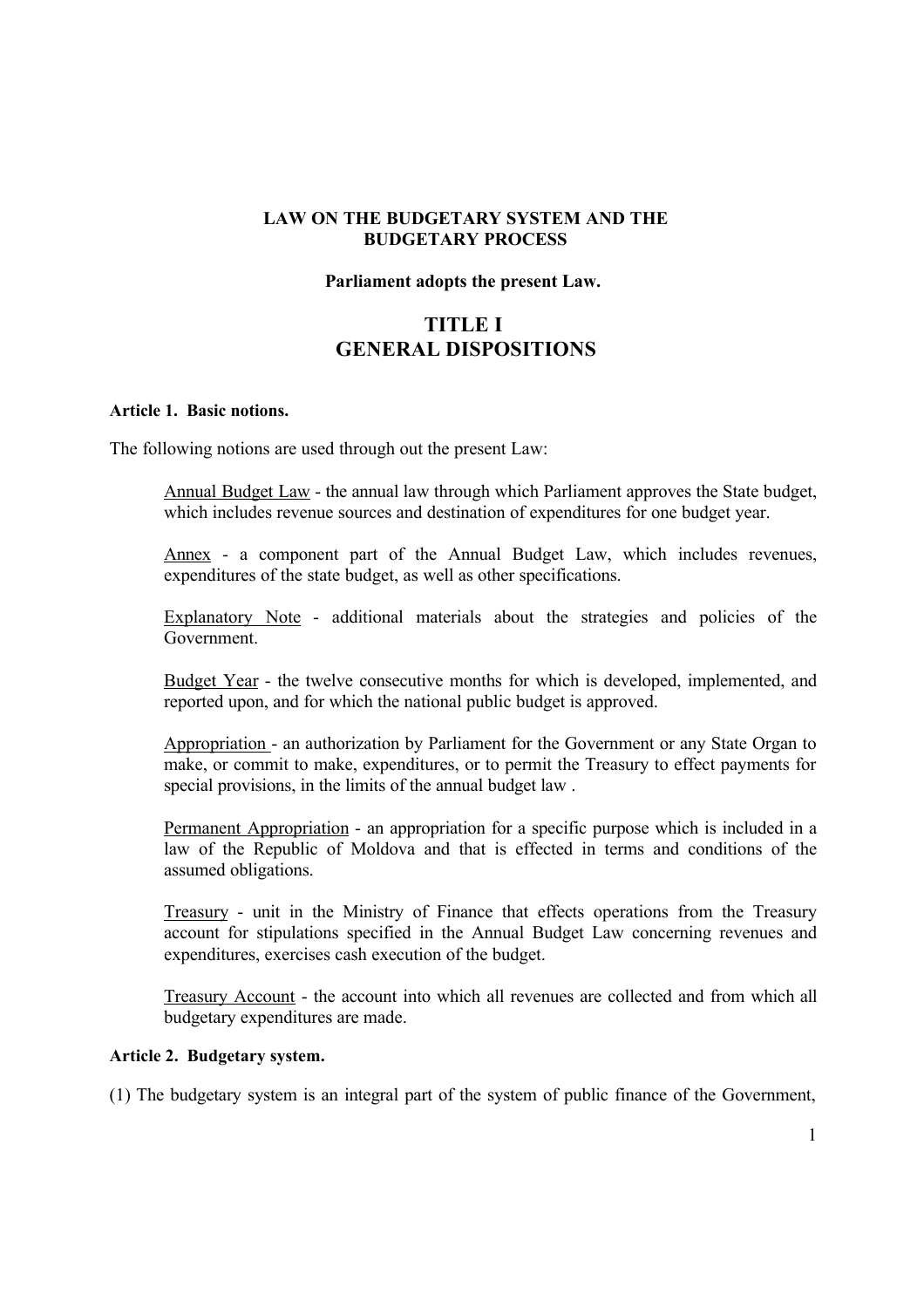**LAW ON THE BUDGETARY SYSTEM AND THE BUDGETARY PROCESS**

**Parliament adopts the present Law.**

# TITLE I
# GENERAL DISPOSITIONS

**Article 1. Basic notions.**

The following notions are used through out the present Law:

Annual Budget Law - the annual law through which Parliament approves the State budget, which includes revenue sources and destination of expenditures for one budget year.

Annex - a component part of the Annual Budget Law, which includes revenues, expenditures of the state budget, as well as other specifications.

Explanatory Note - additional materials about the strategies and policies of the Government.

Budget Year - the twelve consecutive months for which is developed, implemented, and reported upon, and for which the national public budget is approved.

Appropriation - an authorization by Parliament for the Government or any State Organ to make, or commit to make, expenditures, or to permit the Treasury to effect payments for special provisions, in the limits of the annual budget law .

Permanent Appropriation - an appropriation for a specific purpose which is included in a law of the Republic of Moldova and that is effected in terms and conditions of the assumed obligations.

Treasury - unit in the Ministry of Finance that effects operations from the Treasury account for stipulations specified in the Annual Budget Law concerning revenues and expenditures, exercises cash execution of the budget.

Treasury Account - the account into which all revenues are collected and from which all budgetary expenditures are made.

**Article 2. Budgetary system.**

(1) The budgetary system is an integral part of the system of public finance of the Government,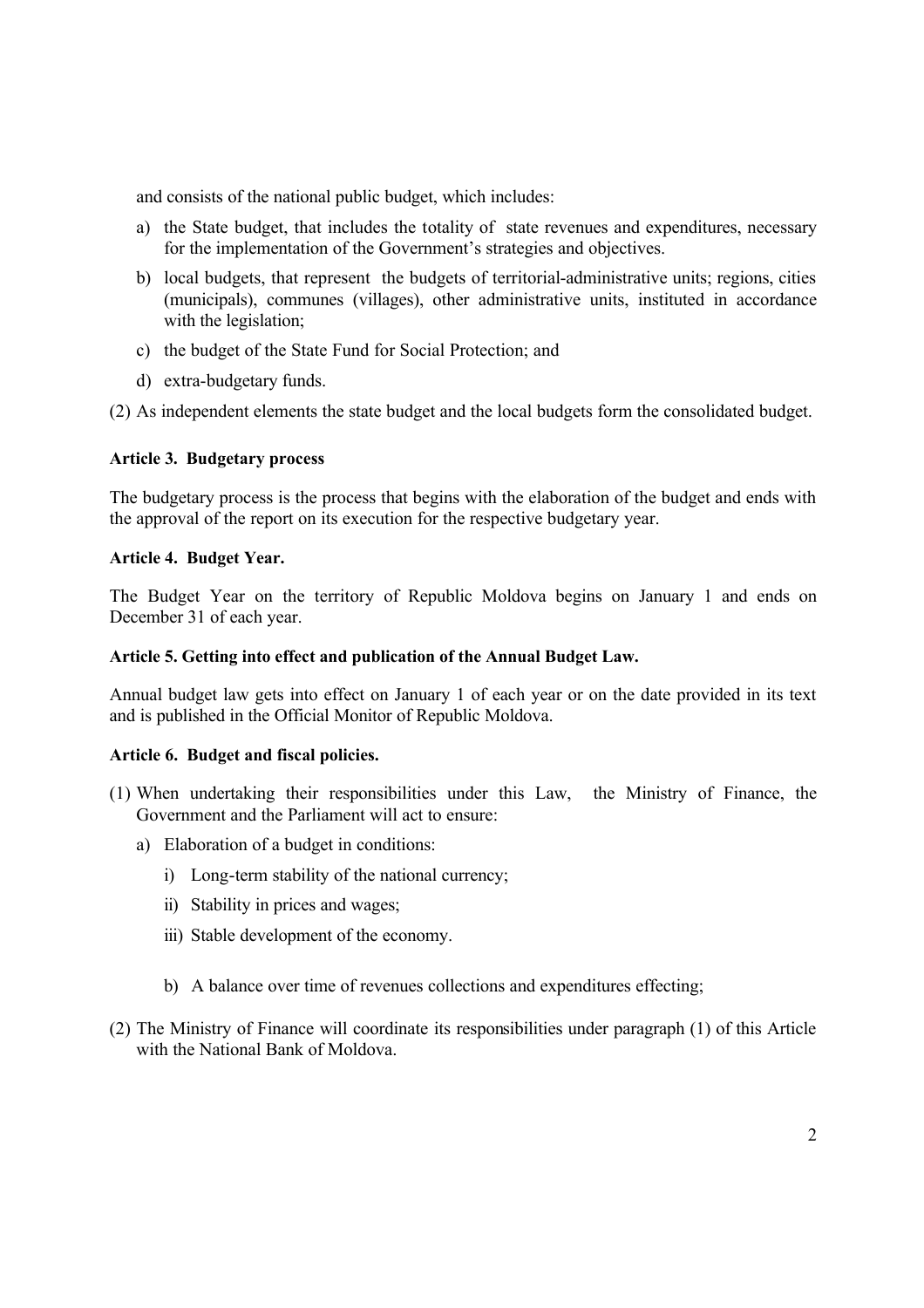and consists of the national public budget, which includes:

a) the State budget, that includes the totality of state revenues and expenditures, necessary for the implementation of the Government's strategies and objectives.

b) local budgets, that represent the budgets of territorial-administrative units; regions, cities (municipals), communes (villages), other administrative units, instituted in accordance with the legislation;

c) the budget of the State Fund for Social Protection; and

d) extra-budgetary funds.

(2) As independent elements the state budget and the local budgets form the consolidated budget.

**Article 3. Budgetary process**

The budgetary process is the process that begins with the elaboration of the budget and ends with the approval of the report on its execution for the respective budgetary year.

**Article 4. Budget Year.**

The Budget Year on the territory of Republic Moldova begins on January 1 and ends on December 31 of each year.

**Article 5. Getting into effect and publication of the Annual Budget Law.**

Annual budget law gets into effect on January 1 of each year or on the date provided in its text and is published in the Official Monitor of Republic Moldova.

**Article 6. Budget and fiscal policies.**

(1) When undertaking their responsibilities under this Law, the Ministry of Finance, the Government and the Parliament will act to ensure:

   a) Elaboration of a budget in conditions:

      i) Long-term stability of the national currency;

      ii) Stability in prices and wages;

      iii) Stable development of the economy.

   b) A balance over time of revenues collections and expenditures effecting;

(2) The Ministry of Finance will coordinate its responsibilities under paragraph (1) of this Article with the National Bank of Moldova.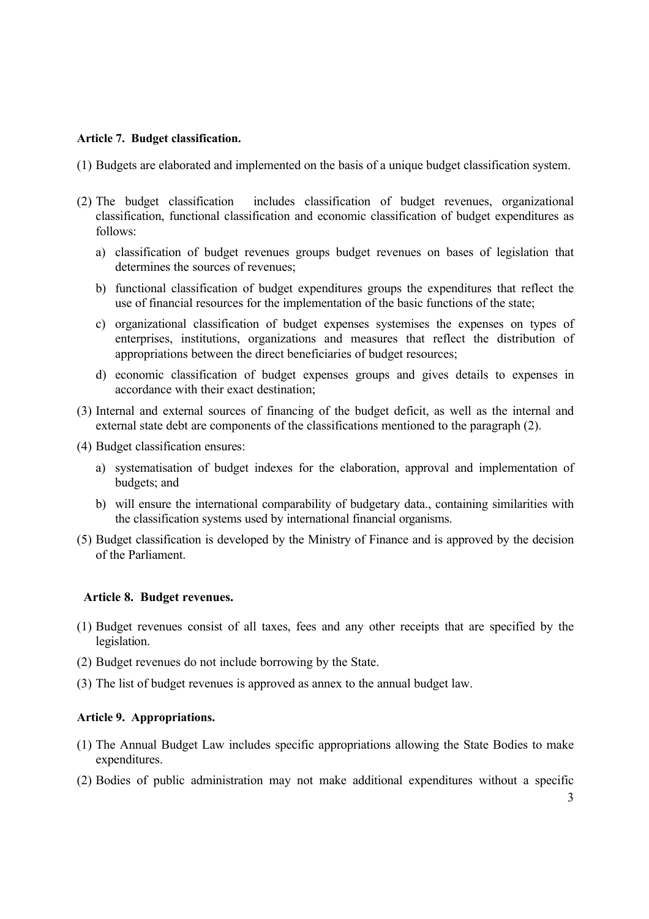**Article 7. Budget classification.**

(1) Budgets are elaborated and implemented on the basis of a unique budget classification system.

(2) The budget classification includes classification of budget revenues, organizational classification, functional classification and economic classification of budget expenditures as follows:

   a) classification of budget revenues groups budget revenues on bases of legislation that determines the sources of revenues;

   b) functional classification of budget expenditures groups the expenditures that reflect the use of financial resources for the implementation of the basic functions of the state;

   c) organizational classification of budget expenses systemises the expenses on types of enterprises, institutions, organizations and measures that reflect the distribution of appropriations between the direct beneficiaries of budget resources;

   d) economic classification of budget expenses groups and gives details to expenses in accordance with their exact destination;

(3) Internal and external sources of financing of the budget deficit, as well as the internal and external state debt are components of the classifications mentioned to the paragraph (2).

(4) Budget classification ensures:

   a) systematisation of budget indexes for the elaboration, approval and implementation of budgets; and

   b) will ensure the international comparability of budgetary data., containing similarities with the classification systems used by international financial organisms.

(5) Budget classification is developed by the Ministry of Finance and is approved by the decision of the Parliament.

**Article 8. Budget revenues.**

(1) Budget revenues consist of all taxes, fees and any other receipts that are specified by the legislation.

(2) Budget revenues do not include borrowing by the State.

(3) The list of budget revenues is approved as annex to the annual budget law.

**Article 9. Appropriations.**

(1) The Annual Budget Law includes specific appropriations allowing the State Bodies to make expenditures.

(2) Bodies of public administration may not make additional expenditures without a specific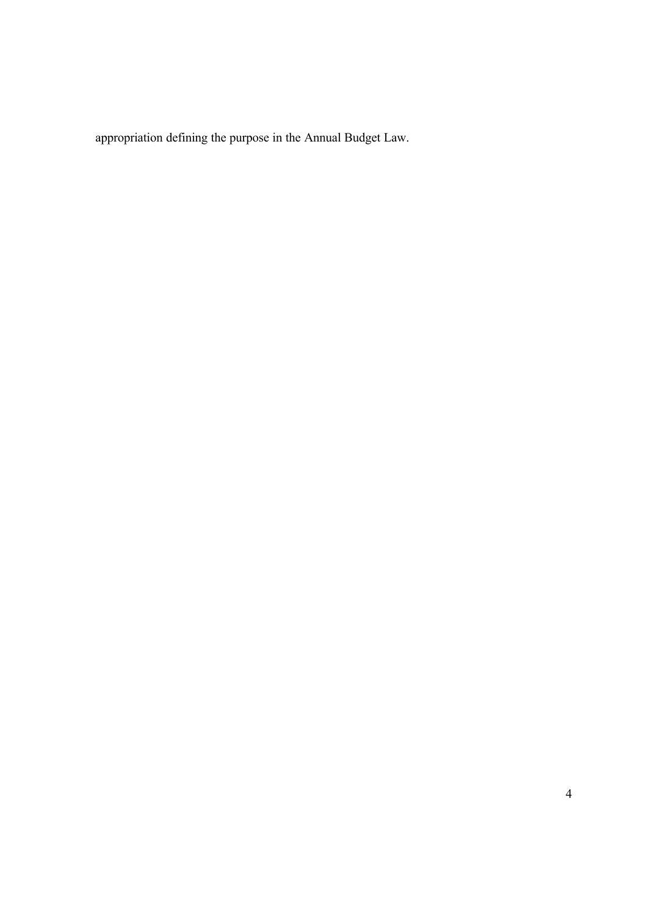appropriation defining the purpose in the Annual Budget Law.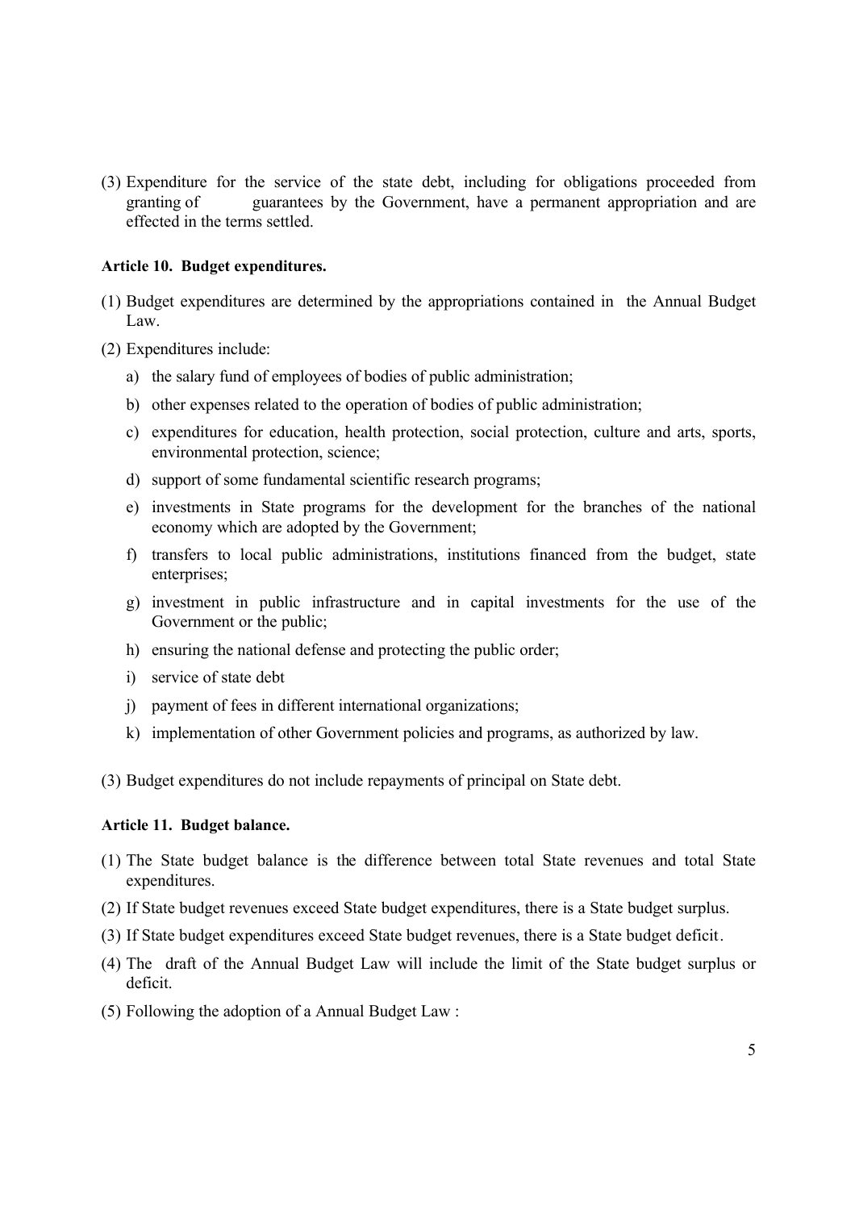(3) Expenditure for the service of the state debt, including for obligations proceeded from granting of guarantees by the Government, have a permanent appropriation and are effected in the terms settled.

**Article 10. Budget expenditures.**

(1) Budget expenditures are determined by the appropriations contained in the Annual Budget Law.

(2) Expenditures include:

a) the salary fund of employees of bodies of public administration;

b) other expenses related to the operation of bodies of public administration;

c) expenditures for education, health protection, social protection, culture and arts, sports, environmental protection, science;

d) support of some fundamental scientific research programs;

e) investments in State programs for the development for the branches of the national economy which are adopted by the Government;

f) transfers to local public administrations, institutions financed from the budget, state enterprises;

g) investment in public infrastructure and in capital investments for the use of the Government or the public;

h) ensuring the national defense and protecting the public order;

i) service of state debt

j) payment of fees in different international organizations;

k) implementation of other Government policies and programs, as authorized by law.

(3) Budget expenditures do not include repayments of principal on State debt.

**Article 11. Budget balance.**

(1) The State budget balance is the difference between total State revenues and total State expenditures.

(2) If State budget revenues exceed State budget expenditures, there is a State budget surplus.

(3) If State budget expenditures exceed State budget revenues, there is a State budget deficit.

(4) The draft of the Annual Budget Law will include the limit of the State budget surplus or deficit.

(5) Following the adoption of a Annual Budget Law :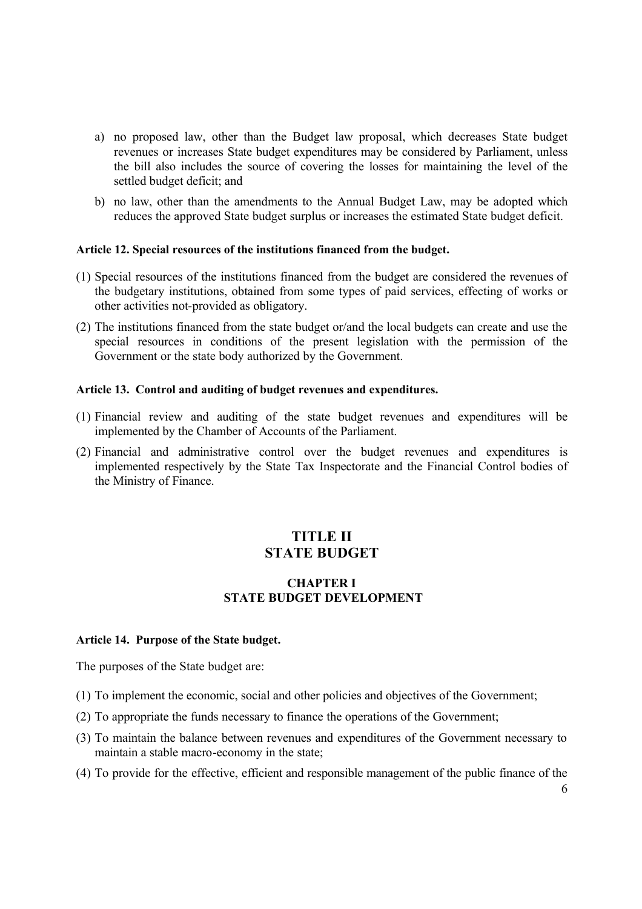a) no proposed law, other than the Budget law proposal, which decreases State budget revenues or increases State budget expenditures may be considered by Parliament, unless the bill also includes the source of covering the losses for maintaining the level of the settled budget deficit; and

b) no law, other than the amendments to the Annual Budget Law, may be adopted which reduces the approved State budget surplus or increases the estimated State budget deficit.

**Article 12. Special resources of the institutions financed from the budget.**

(1) Special resources of the institutions financed from the budget are considered the revenues of the budgetary institutions, obtained from some types of paid services, effecting of works or other activities not-provided as obligatory.

(2) The institutions financed from the state budget or/and the local budgets can create and use the special resources in conditions of the present legislation with the permission of the Government or the state body authorized by the Government.

**Article 13. Control and auditing of budget revenues and expenditures.**

(1) Financial review and auditing of the state budget revenues and expenditures will be implemented by the Chamber of Accounts of the Parliament.

(2) Financial and administrative control over the budget revenues and expenditures is implemented respectively by the State Tax Inspectorate and the Financial Control bodies of the Ministry of Finance.

# TITLE II
# STATE BUDGET

## CHAPTER I
## STATE BUDGET DEVELOPMENT

**Article 14. Purpose of the State budget.**

The purposes of the State budget are:

(1) To implement the economic, social and other policies and objectives of the Government;

(2) To appropriate the funds necessary to finance the operations of the Government;

(3) To maintain the balance between revenues and expenditures of the Government necessary to maintain a stable macro-economy in the state;

(4) To provide for the effective, efficient and responsible management of the public finance of the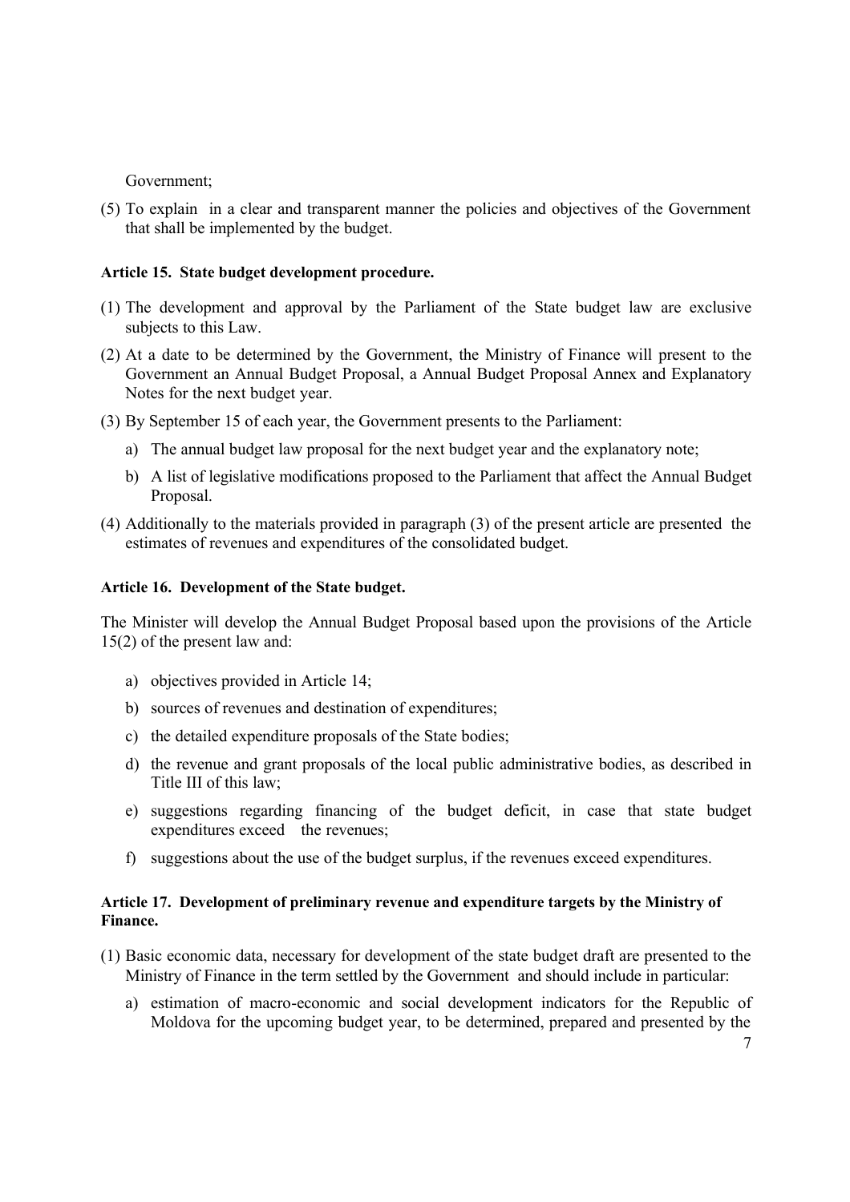Government;

(5) To explain in a clear and transparent manner the policies and objectives of the Government that shall be implemented by the budget.

**Article 15. State budget development procedure.**

(1) The development and approval by the Parliament of the State budget law are exclusive subjects to this Law.

(2) At a date to be determined by the Government, the Ministry of Finance will present to the Government an Annual Budget Proposal, a Annual Budget Proposal Annex and Explanatory Notes for the next budget year.

(3) By September 15 of each year, the Government presents to the Parliament:

a) The annual budget law proposal for the next budget year and the explanatory note;

b) A list of legislative modifications proposed to the Parliament that affect the Annual Budget Proposal.

(4) Additionally to the materials provided in paragraph (3) of the present article are presented the estimates of revenues and expenditures of the consolidated budget.

**Article 16. Development of the State budget.**

The Minister will develop the Annual Budget Proposal based upon the provisions of the Article 15(2) of the present law and:

a) objectives provided in Article 14;

b) sources of revenues and destination of expenditures;

c) the detailed expenditure proposals of the State bodies;

d) the revenue and grant proposals of the local public administrative bodies, as described in Title III of this law;

e) suggestions regarding financing of the budget deficit, in case that state budget expenditures exceed the revenues;

f) suggestions about the use of the budget surplus, if the revenues exceed expenditures.

**Article 17. Development of preliminary revenue and expenditure targets by the Ministry of Finance.**

(1) Basic economic data, necessary for development of the state budget draft are presented to the Ministry of Finance in the term settled by the Government and should include in particular:

a) estimation of macro-economic and social development indicators for the Republic of Moldova for the upcoming budget year, to be determined, prepared and presented by the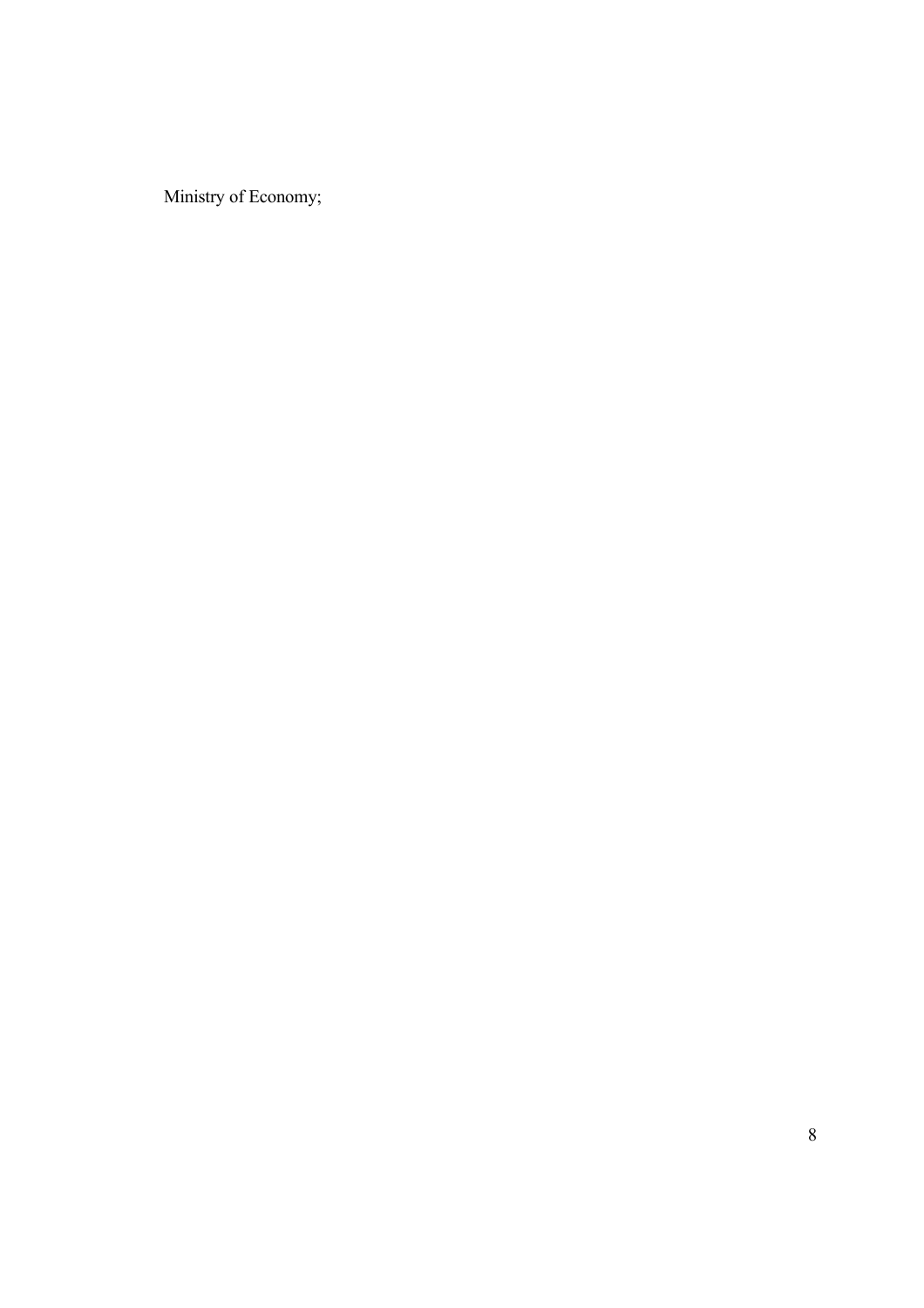Ministry of Economy;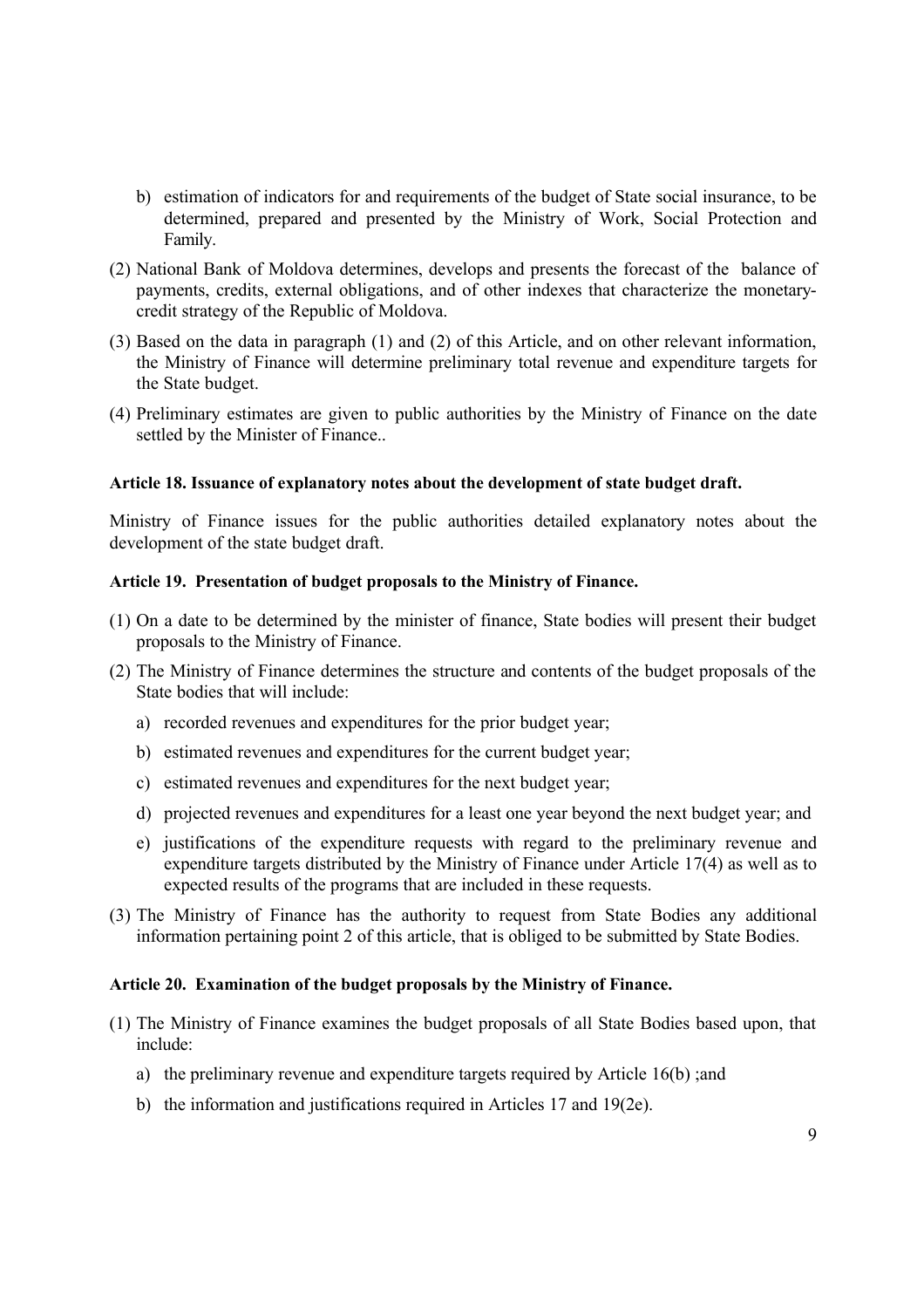b) estimation of indicators for and requirements of the budget of State social insurance, to be determined, prepared and presented by the Ministry of Work, Social Protection and Family.

(2) National Bank of Moldova determines, develops and presents the forecast of the balance of payments, credits, external obligations, and of other indexes that characterize the monetary-credit strategy of the Republic of Moldova.

(3) Based on the data in paragraph (1) and (2) of this Article, and on other relevant information, the Ministry of Finance will determine preliminary total revenue and expenditure targets for the State budget.

(4) Preliminary estimates are given to public authorities by the Ministry of Finance on the date settled by the Minister of Finance..

**Article 18. Issuance of explanatory notes about the development of state budget draft.**

Ministry of Finance issues for the public authorities detailed explanatory notes about the development of the state budget draft.

**Article 19. Presentation of budget proposals to the Ministry of Finance.**

(1) On a date to be determined by the minister of finance, State bodies will present their budget proposals to the Ministry of Finance.

(2) The Ministry of Finance determines the structure and contents of the budget proposals of the State bodies that will include:

   a) recorded revenues and expenditures for the prior budget year;

   b) estimated revenues and expenditures for the current budget year;

   c) estimated revenues and expenditures for the next budget year;

   d) projected revenues and expenditures for a least one year beyond the next budget year; and

   e) justifications of the expenditure requests with regard to the preliminary revenue and expenditure targets distributed by the Ministry of Finance under Article 17(4) as well as to expected results of the programs that are included in these requests.

(3) The Ministry of Finance has the authority to request from State Bodies any additional information pertaining point 2 of this article, that is obliged to be submitted by State Bodies.

**Article 20. Examination of the budget proposals by the Ministry of Finance.**

(1) The Ministry of Finance examines the budget proposals of all State Bodies based upon, that include:

   a) the preliminary revenue and expenditure targets required by Article 16(b) ;and

   b) the information and justifications required in Articles 17 and 19(2e).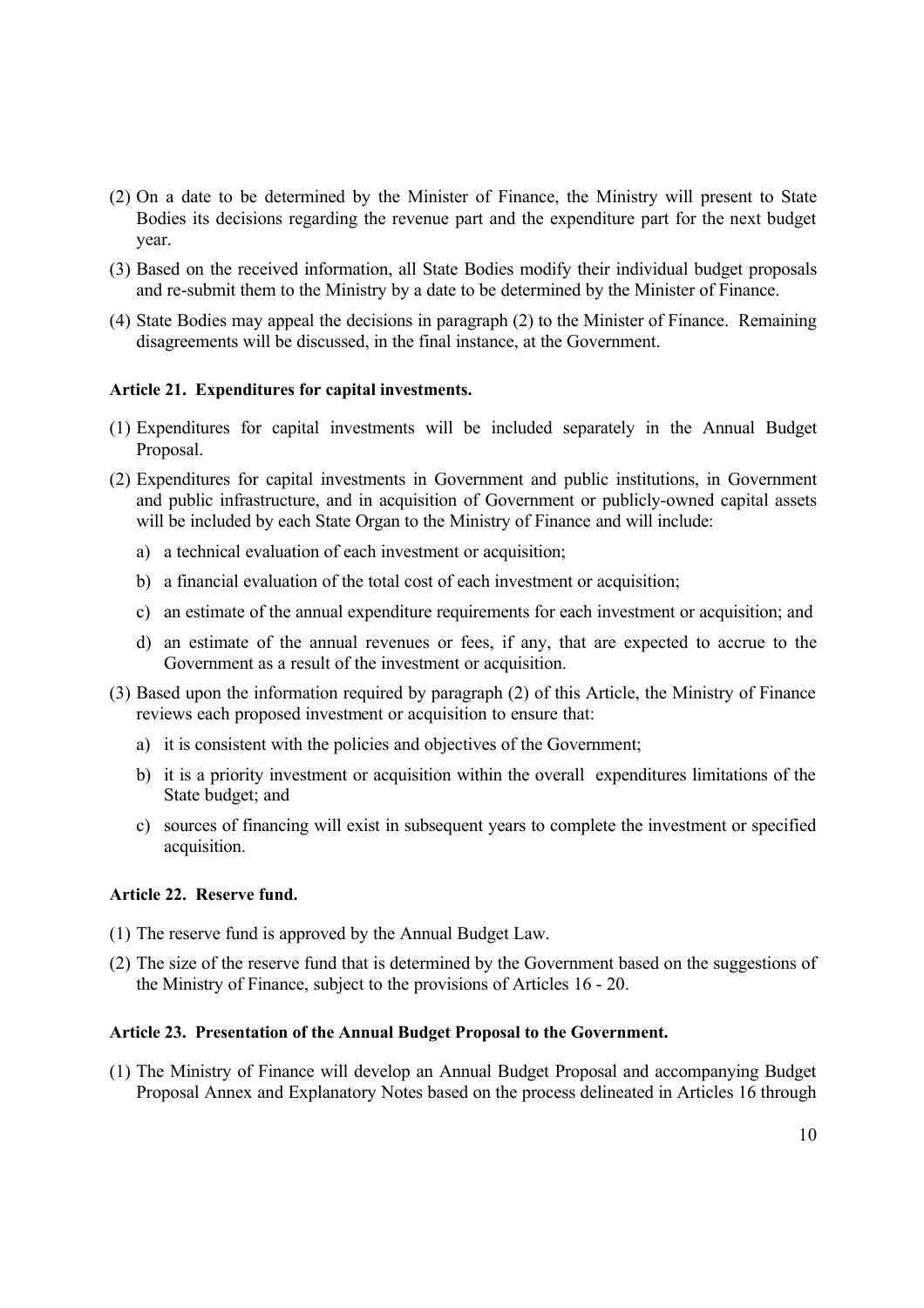(2) On a date to be determined by the Minister of Finance, the Ministry will present to State Bodies its decisions regarding the revenue part and the expenditure part for the next budget year.

(3) Based on the received information, all State Bodies modify their individual budget proposals and re-submit them to the Ministry by a date to be determined by the Minister of Finance.

(4) State Bodies may appeal the decisions in paragraph (2) to the Minister of Finance. Remaining disagreements will be discussed, in the final instance, at the Government.

**Article 21. Expenditures for capital investments.**

(1) Expenditures for capital investments will be included separately in the Annual Budget Proposal.

(2) Expenditures for capital investments in Government and public institutions, in Government and public infrastructure, and in acquisition of Government or publicly-owned capital assets will be included by each State Organ to the Ministry of Finance and will include:

   a) a technical evaluation of each investment or acquisition;

   b) a financial evaluation of the total cost of each investment or acquisition;

   c) an estimate of the annual expenditure requirements for each investment or acquisition; and

   d) an estimate of the annual revenues or fees, if any, that are expected to accrue to the Government as a result of the investment or acquisition.

(3) Based upon the information required by paragraph (2) of this Article, the Ministry of Finance reviews each proposed investment or acquisition to ensure that:

   a) it is consistent with the policies and objectives of the Government;

   b) it is a priority investment or acquisition within the overall expenditures limitations of the State budget; and

   c) sources of financing will exist in subsequent years to complete the investment or specified acquisition.

**Article 22. Reserve fund.**

(1) The reserve fund is approved by the Annual Budget Law.

(2) The size of the reserve fund that is determined by the Government based on the suggestions of the Ministry of Finance, subject to the provisions of Articles 16 - 20.

**Article 23. Presentation of the Annual Budget Proposal to the Government.**

(1) The Ministry of Finance will develop an Annual Budget Proposal and accompanying Budget Proposal Annex and Explanatory Notes based on the process delineated in Articles 16 through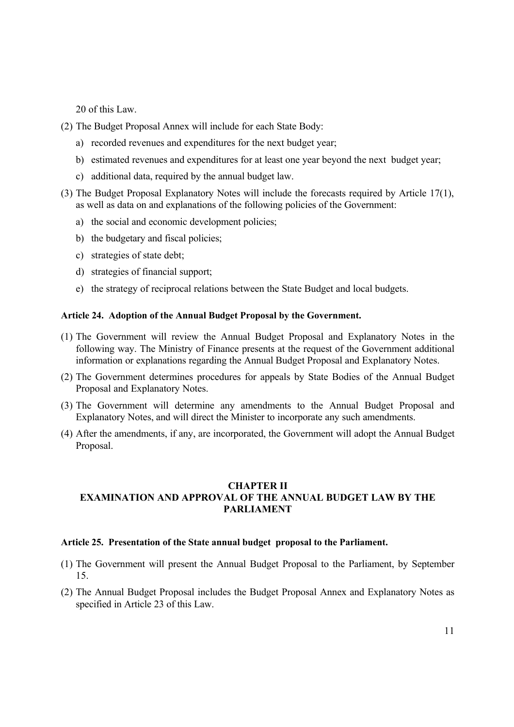20 of this Law.

(2) The Budget Proposal Annex will include for each State Body:

a) recorded revenues and expenditures for the next budget year;

b) estimated revenues and expenditures for at least one year beyond the next budget year;

c) additional data, required by the annual budget law.

(3) The Budget Proposal Explanatory Notes will include the forecasts required by Article 17(1), as well as data on and explanations of the following policies of the Government:

a) the social and economic development policies;

b) the budgetary and fiscal policies;

c) strategies of state debt;

d) strategies of financial support;

e) the strategy of reciprocal relations between the State Budget and local budgets.

**Article 24. Adoption of the Annual Budget Proposal by the Government.**

(1) The Government will review the Annual Budget Proposal and Explanatory Notes in the following way. The Ministry of Finance presents at the request of the Government additional information or explanations regarding the Annual Budget Proposal and Explanatory Notes.

(2) The Government determines procedures for appeals by State Bodies of the Annual Budget Proposal and Explanatory Notes.

(3) The Government will determine any amendments to the Annual Budget Proposal and Explanatory Notes, and will direct the Minister to incorporate any such amendments.

(4) After the amendments, if any, are incorporated, the Government will adopt the Annual Budget Proposal.

## CHAPTER II
## EXAMINATION AND APPROVAL OF THE ANNUAL BUDGET LAW BY THE PARLIAMENT

**Article 25. Presentation of the State annual budget proposal to the Parliament.**

(1) The Government will present the Annual Budget Proposal to the Parliament, by September 15.

(2) The Annual Budget Proposal includes the Budget Proposal Annex and Explanatory Notes as specified in Article 23 of this Law.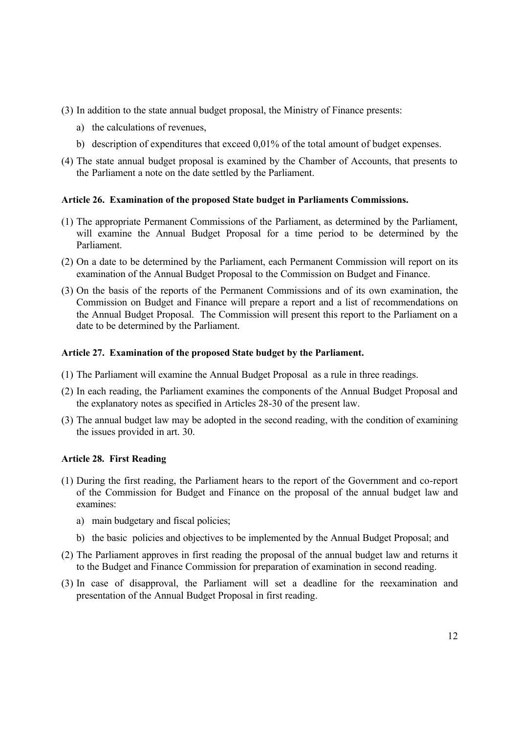(3) In addition to the state annual budget proposal, the Ministry of Finance presents:

   a) the calculations of revenues,

   b) description of expenditures that exceed 0,01% of the total amount of budget expenses.

(4) The state annual budget proposal is examined by the Chamber of Accounts, that presents to the Parliament a note on the date settled by the Parliament.

**Article 26. Examination of the proposed State budget in Parliaments Commissions.**

(1) The appropriate Permanent Commissions of the Parliament, as determined by the Parliament, will examine the Annual Budget Proposal for a time period to be determined by the Parliament.

(2) On a date to be determined by the Parliament, each Permanent Commission will report on its examination of the Annual Budget Proposal to the Commission on Budget and Finance.

(3) On the basis of the reports of the Permanent Commissions and of its own examination, the Commission on Budget and Finance will prepare a report and a list of recommendations on the Annual Budget Proposal. The Commission will present this report to the Parliament on a date to be determined by the Parliament.

**Article 27. Examination of the proposed State budget by the Parliament.**

(1) The Parliament will examine the Annual Budget Proposal as a rule in three readings.

(2) In each reading, the Parliament examines the components of the Annual Budget Proposal and the explanatory notes as specified in Articles 28-30 of the present law.

(3) The annual budget law may be adopted in the second reading, with the condition of examining the issues provided in art. 30.

**Article 28. First Reading**

(1) During the first reading, the Parliament hears to the report of the Government and co-report of the Commission for Budget and Finance on the proposal of the annual budget law and examines:

   a) main budgetary and fiscal policies;

   b) the basic policies and objectives to be implemented by the Annual Budget Proposal; and

(2) The Parliament approves in first reading the proposal of the annual budget law and returns it to the Budget and Finance Commission for preparation of examination in second reading.

(3) In case of disapproval, the Parliament will set a deadline for the reexamination and presentation of the Annual Budget Proposal in first reading.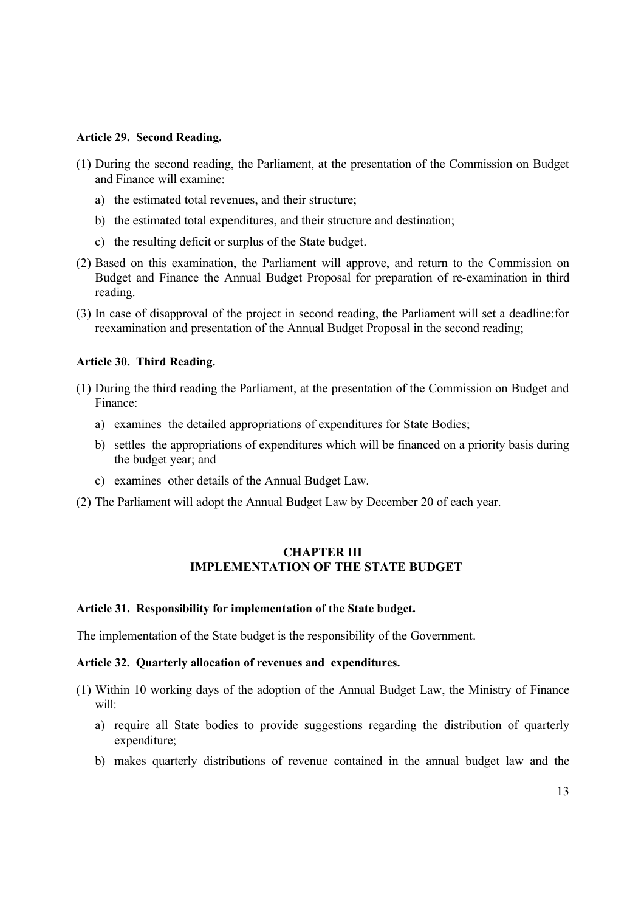**Article 29. Second Reading.**

(1) During the second reading, the Parliament, at the presentation of the Commission on Budget and Finance will examine:

   a) the estimated total revenues, and their structure;

   b) the estimated total expenditures, and their structure and destination;

   c) the resulting deficit or surplus of the State budget.

(2) Based on this examination, the Parliament will approve, and return to the Commission on Budget and Finance the Annual Budget Proposal for preparation of re-examination in third reading.

(3) In case of disapproval of the project in second reading, the Parliament will set a deadline:for reexamination and presentation of the Annual Budget Proposal in the second reading;

**Article 30. Third Reading.**

(1) During the third reading the Parliament, at the presentation of the Commission on Budget and Finance:

   a) examines the detailed appropriations of expenditures for State Bodies;

   b) settles the appropriations of expenditures which will be financed on a priority basis during the budget year; and

   c) examines other details of the Annual Budget Law.

(2) The Parliament will adopt the Annual Budget Law by December 20 of each year.

## CHAPTER III
## IMPLEMENTATION OF THE STATE BUDGET

**Article 31. Responsibility for implementation of the State budget.**

The implementation of the State budget is the responsibility of the Government.

**Article 32. Quarterly allocation of revenues and expenditures.**

(1) Within 10 working days of the adoption of the Annual Budget Law, the Ministry of Finance will:

   a) require all State bodies to provide suggestions regarding the distribution of quarterly expenditure;

   b) makes quarterly distributions of revenue contained in the annual budget law and the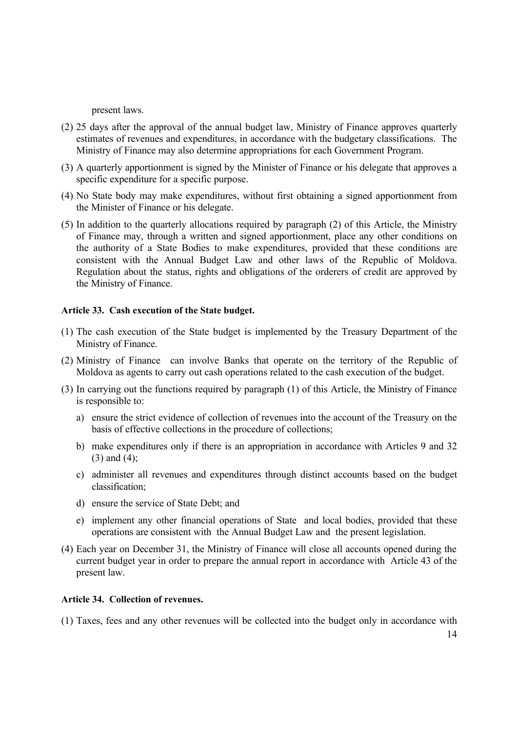present laws.

(2) 25 days after the approval of the annual budget law, Ministry of Finance approves quarterly estimates of revenues and expenditures, in accordance with the budgetary classifications. The Ministry of Finance may also determine appropriations for each Government Program.

(3) A quarterly apportionment is signed by the Minister of Finance or his delegate that approves a specific expenditure for a specific purpose.

(4) No State body may make expenditures, without first obtaining a signed apportionment from the Minister of Finance or his delegate.

(5) In addition to the quarterly allocations required by paragraph (2) of this Article, the Ministry of Finance may, through a written and signed apportionment, place any other conditions on the authority of a State Bodies to make expenditures, provided that these conditions are consistent with the Annual Budget Law and other laws of the Republic of Moldova. Regulation about the status, rights and obligations of the orderers of credit are approved by the Ministry of Finance.

**Article 33. Cash execution of the State budget.**

(1) The cash execution of the State budget is implemented by the Treasury Department of the Ministry of Finance.

(2) Ministry of Finance can involve Banks that operate on the territory of the Republic of Moldova as agents to carry out cash operations related to the cash execution of the budget.

(3) In carrying out the functions required by paragraph (1) of this Article, the Ministry of Finance is responsible to:

   a) ensure the strict evidence of collection of revenues into the account of the Treasury on the basis of effective collections in the procedure of collections;

   b) make expenditures only if there is an appropriation in accordance with Articles 9 and 32 (3) and (4);

   c) administer all revenues and expenditures through distinct accounts based on the budget classification;

   d) ensure the service of State Debt; and

   e) implement any other financial operations of State and local bodies, provided that these operations are consistent with the Annual Budget Law and the present legislation.

(4) Each year on December 31, the Ministry of Finance will close all accounts opened during the current budget year in order to prepare the annual report in accordance with Article 43 of the present law.

**Article 34. Collection of revenues.**

(1) Taxes, fees and any other revenues will be collected into the budget only in accordance with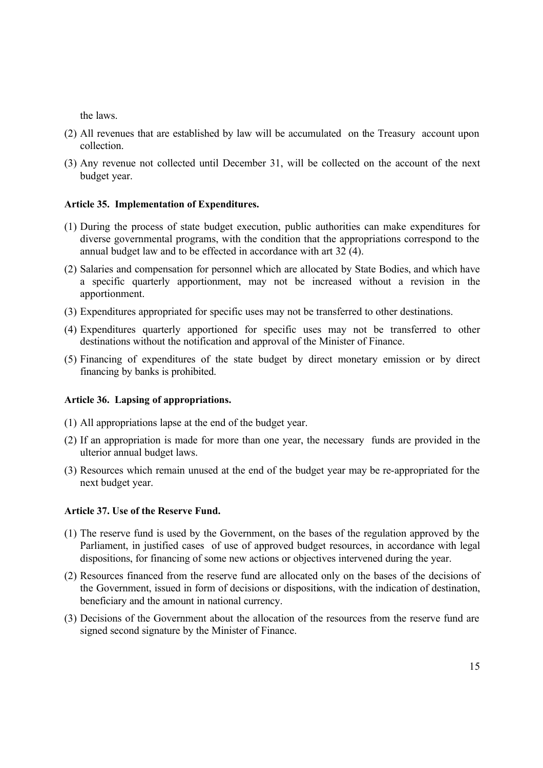the laws.

(2) All revenues that are established by law will be accumulated on the Treasury account upon collection.

(3) Any revenue not collected until December 31, will be collected on the account of the next budget year.

**Article 35. Implementation of Expenditures.**

(1) During the process of state budget execution, public authorities can make expenditures for diverse governmental programs, with the condition that the appropriations correspond to the annual budget law and to be effected in accordance with art 32 (4).

(2) Salaries and compensation for personnel which are allocated by State Bodies, and which have a specific quarterly apportionment, may not be increased without a revision in the apportionment.

(3) Expenditures appropriated for specific uses may not be transferred to other destinations.

(4) Expenditures quarterly apportioned for specific uses may not be transferred to other destinations without the notification and approval of the Minister of Finance.

(5) Financing of expenditures of the state budget by direct monetary emission or by direct financing by banks is prohibited.

**Article 36. Lapsing of appropriations.**

(1) All appropriations lapse at the end of the budget year.

(2) If an appropriation is made for more than one year, the necessary funds are provided in the ulterior annual budget laws.

(3) Resources which remain unused at the end of the budget year may be re-appropriated for the next budget year.

**Article 37. Use of the Reserve Fund.**

(1) The reserve fund is used by the Government, on the bases of the regulation approved by the Parliament, in justified cases of use of approved budget resources, in accordance with legal dispositions, for financing of some new actions or objectives intervened during the year.

(2) Resources financed from the reserve fund are allocated only on the bases of the decisions of the Government, issued in form of decisions or dispositions, with the indication of destination, beneficiary and the amount in national currency.

(3) Decisions of the Government about the allocation of the resources from the reserve fund are signed second signature by the Minister of Finance.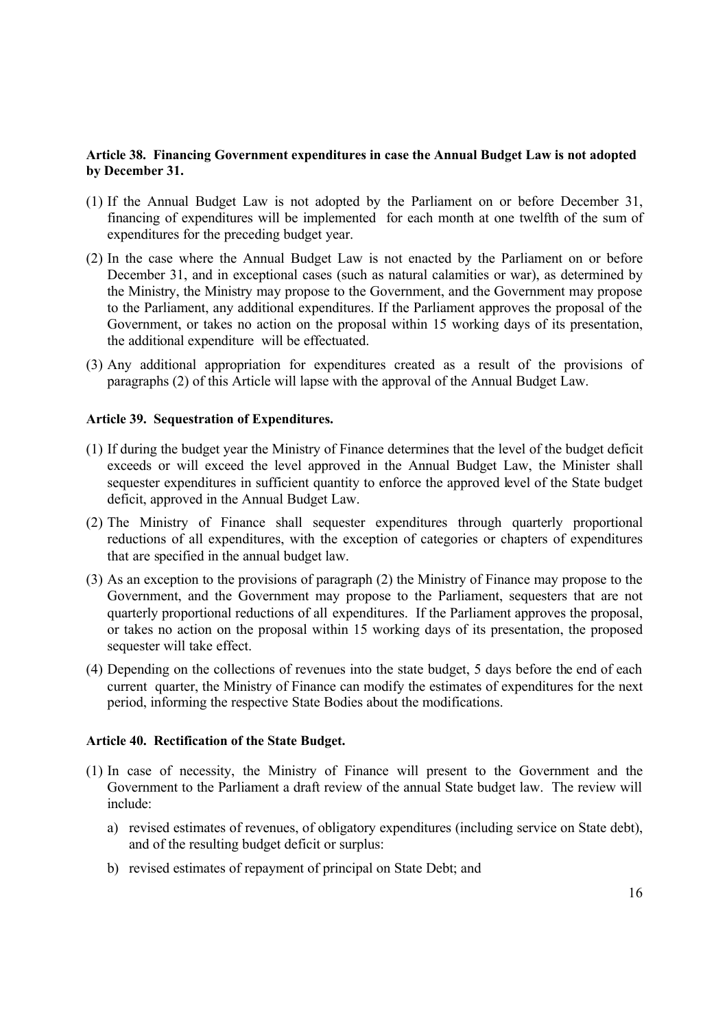**Article 38. Financing Government expenditures in case the Annual Budget Law is not adopted by December 31.**

(1) If the Annual Budget Law is not adopted by the Parliament on or before December 31, financing of expenditures will be implemented for each month at one twelfth of the sum of expenditures for the preceding budget year.

(2) In the case where the Annual Budget Law is not enacted by the Parliament on or before December 31, and in exceptional cases (such as natural calamities or war), as determined by the Ministry, the Ministry may propose to the Government, and the Government may propose to the Parliament, any additional expenditures. If the Parliament approves the proposal of the Government, or takes no action on the proposal within 15 working days of its presentation, the additional expenditure will be effectuated.

(3) Any additional appropriation for expenditures created as a result of the provisions of paragraphs (2) of this Article will lapse with the approval of the Annual Budget Law.

**Article 39. Sequestration of Expenditures.**

(1) If during the budget year the Ministry of Finance determines that the level of the budget deficit exceeds or will exceed the level approved in the Annual Budget Law, the Minister shall sequester expenditures in sufficient quantity to enforce the approved level of the State budget deficit, approved in the Annual Budget Law.

(2) The Ministry of Finance shall sequester expenditures through quarterly proportional reductions of all expenditures, with the exception of categories or chapters of expenditures that are specified in the annual budget law.

(3) As an exception to the provisions of paragraph (2) the Ministry of Finance may propose to the Government, and the Government may propose to the Parliament, sequesters that are not quarterly proportional reductions of all expenditures. If the Parliament approves the proposal, or takes no action on the proposal within 15 working days of its presentation, the proposed sequester will take effect.

(4) Depending on the collections of revenues into the state budget, 5 days before the end of each current quarter, the Ministry of Finance can modify the estimates of expenditures for the next period, informing the respective State Bodies about the modifications.

**Article 40. Rectification of the State Budget.**

(1) In case of necessity, the Ministry of Finance will present to the Government and the Government to the Parliament a draft review of the annual State budget law. The review will include:

   a) revised estimates of revenues, of obligatory expenditures (including service on State debt), and of the resulting budget deficit or surplus:

   b) revised estimates of repayment of principal on State Debt; and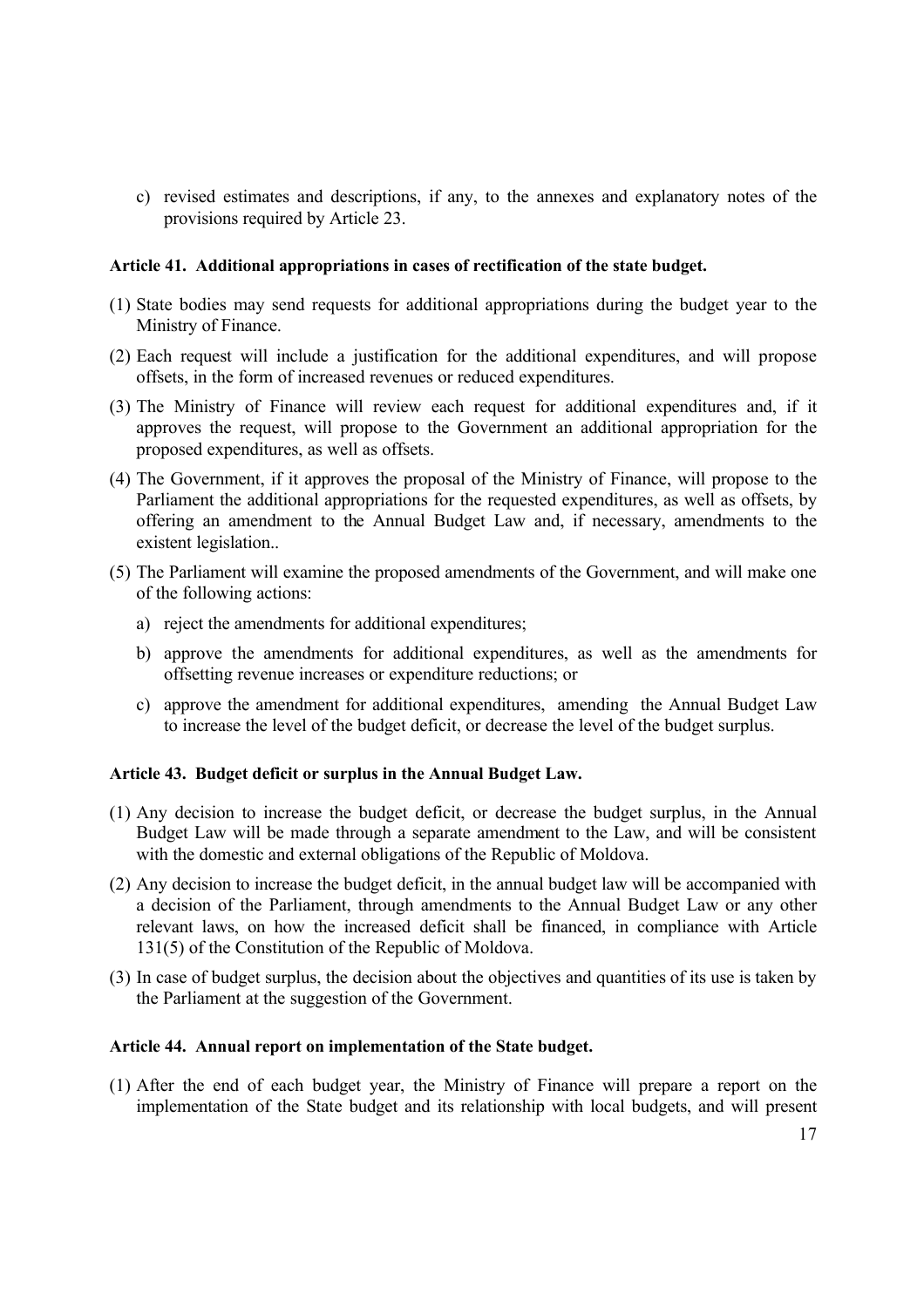c) revised estimates and descriptions, if any, to the annexes and explanatory notes of the provisions required by Article 23.

**Article 41. Additional appropriations in cases of rectification of the state budget.**

(1) State bodies may send requests for additional appropriations during the budget year to the Ministry of Finance.

(2) Each request will include a justification for the additional expenditures, and will propose offsets, in the form of increased revenues or reduced expenditures.

(3) The Ministry of Finance will review each request for additional expenditures and, if it approves the request, will propose to the Government an additional appropriation for the proposed expenditures, as well as offsets.

(4) The Government, if it approves the proposal of the Ministry of Finance, will propose to the Parliament the additional appropriations for the requested expenditures, as well as offsets, by offering an amendment to the Annual Budget Law and, if necessary, amendments to the existent legislation..

(5) The Parliament will examine the proposed amendments of the Government, and will make one of the following actions:

   a) reject the amendments for additional expenditures;

   b) approve the amendments for additional expenditures, as well as the amendments for offsetting revenue increases or expenditure reductions; or

   c) approve the amendment for additional expenditures, amending the Annual Budget Law to increase the level of the budget deficit, or decrease the level of the budget surplus.

**Article 43. Budget deficit or surplus in the Annual Budget Law.**

(1) Any decision to increase the budget deficit, or decrease the budget surplus, in the Annual Budget Law will be made through a separate amendment to the Law, and will be consistent with the domestic and external obligations of the Republic of Moldova.

(2) Any decision to increase the budget deficit, in the annual budget law will be accompanied with a decision of the Parliament, through amendments to the Annual Budget Law or any other relevant laws, on how the increased deficit shall be financed, in compliance with Article 131(5) of the Constitution of the Republic of Moldova.

(3) In case of budget surplus, the decision about the objectives and quantities of its use is taken by the Parliament at the suggestion of the Government.

**Article 44. Annual report on implementation of the State budget.**

(1) After the end of each budget year, the Ministry of Finance will prepare a report on the implementation of the State budget and its relationship with local budgets, and will present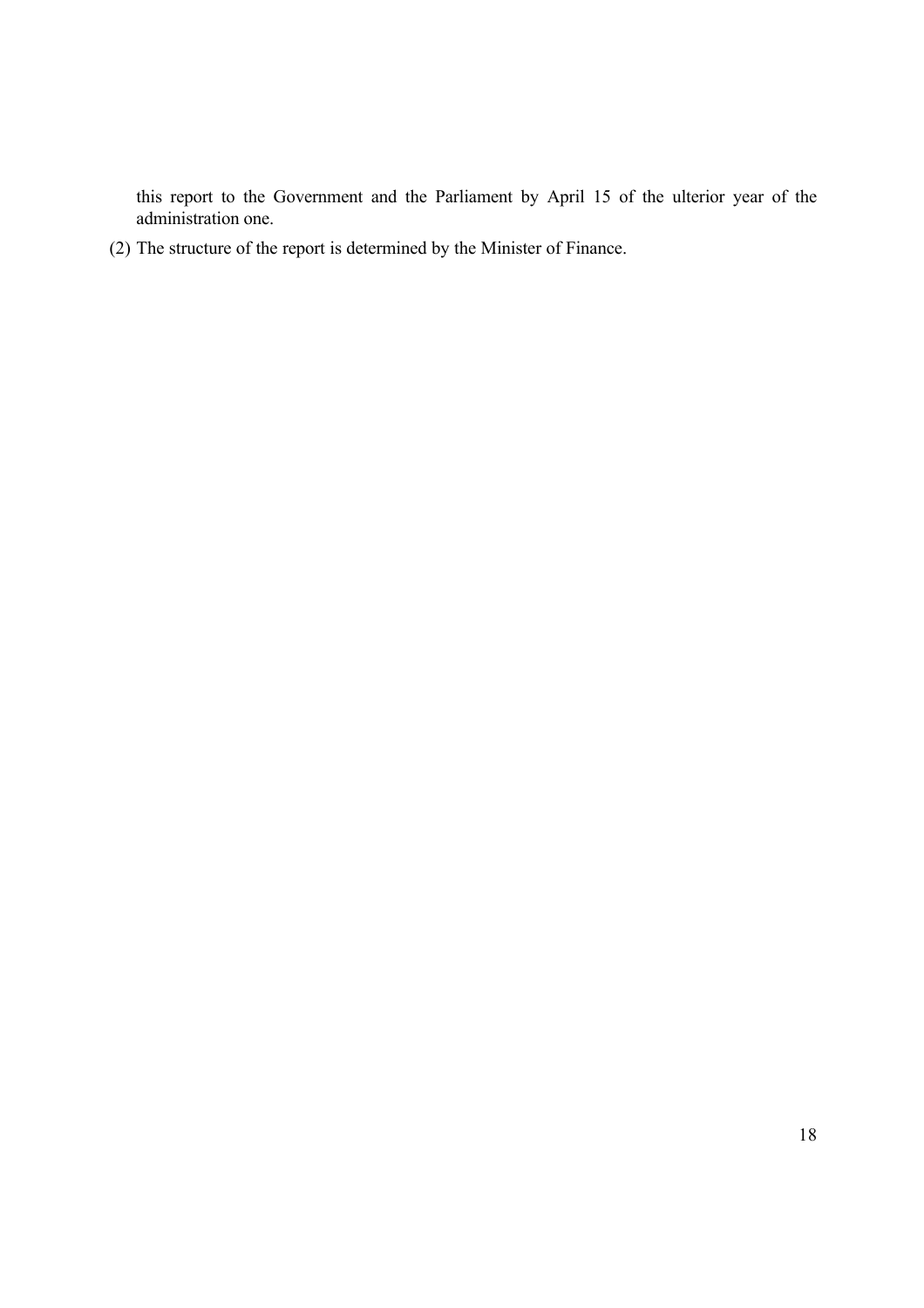this report to the Government and the Parliament by April 15 of the ulterior year of the administration one.

(2) The structure of the report is determined by the Minister of Finance.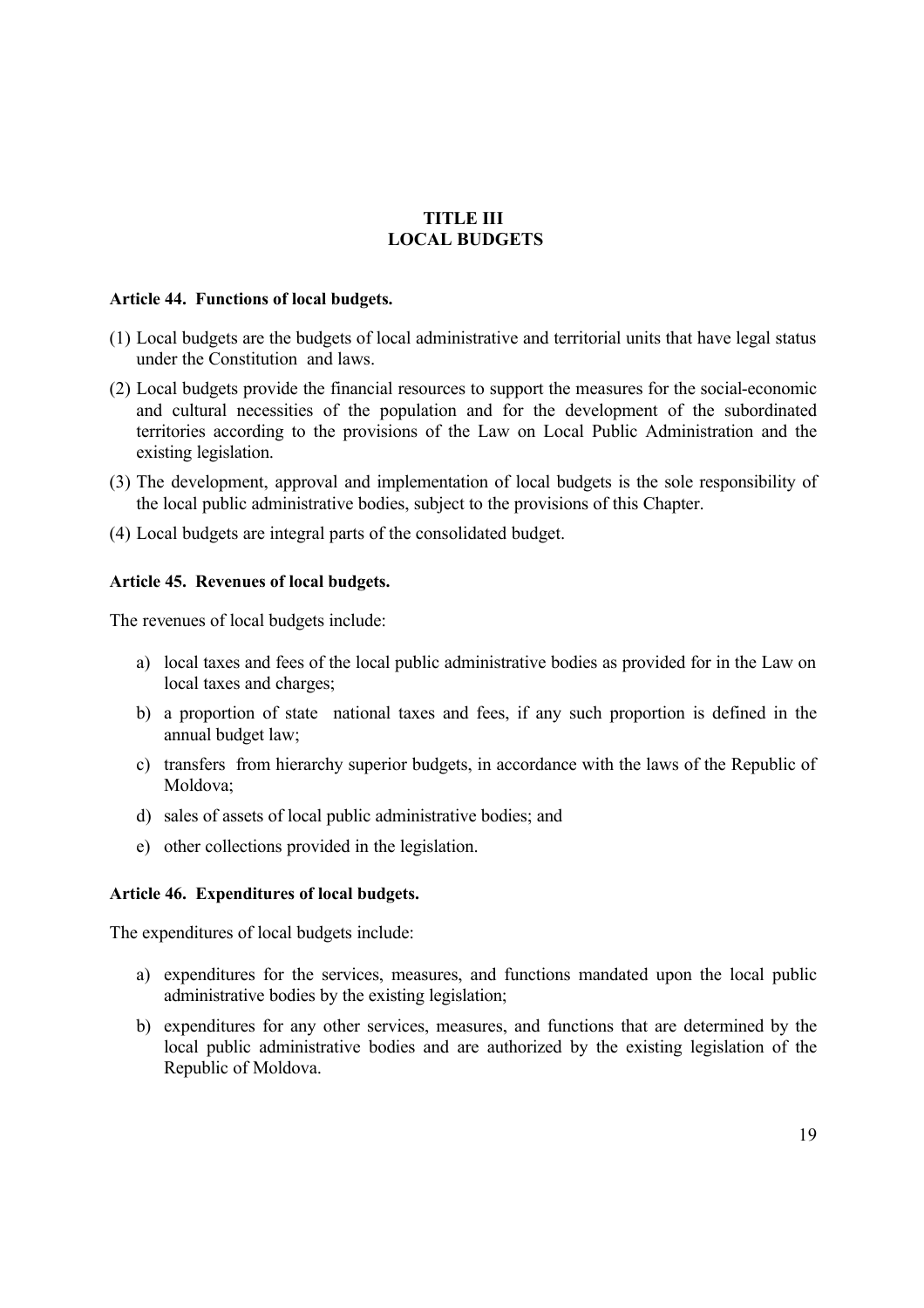# TITLE III
# LOCAL BUDGETS

**Article 44. Functions of local budgets.**

(1) Local budgets are the budgets of local administrative and territorial units that have legal status under the Constitution and laws.

(2) Local budgets provide the financial resources to support the measures for the social-economic and cultural necessities of the population and for the development of the subordinated territories according to the provisions of the Law on Local Public Administration and the existing legislation.

(3) The development, approval and implementation of local budgets is the sole responsibility of the local public administrative bodies, subject to the provisions of this Chapter.

(4) Local budgets are integral parts of the consolidated budget.

**Article 45. Revenues of local budgets.**

The revenues of local budgets include:

a) local taxes and fees of the local public administrative bodies as provided for in the Law on local taxes and charges;

b) a proportion of state national taxes and fees, if any such proportion is defined in the annual budget law;

c) transfers from hierarchy superior budgets, in accordance with the laws of the Republic of Moldova;

d) sales of assets of local public administrative bodies; and

e) other collections provided in the legislation.

**Article 46. Expenditures of local budgets.**

The expenditures of local budgets include:

a) expenditures for the services, measures, and functions mandated upon the local public administrative bodies by the existing legislation;

b) expenditures for any other services, measures, and functions that are determined by the local public administrative bodies and are authorized by the existing legislation of the Republic of Moldova.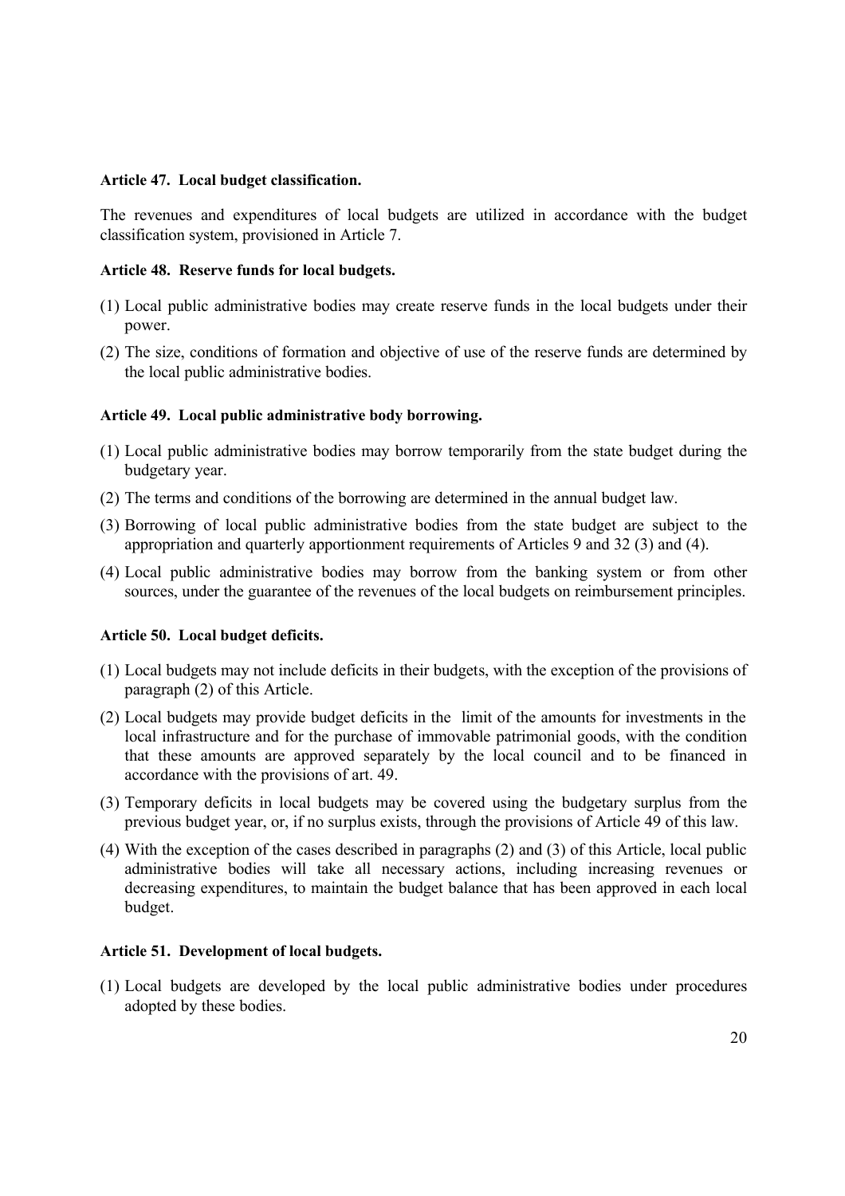**Article 47. Local budget classification.**

The revenues and expenditures of local budgets are utilized in accordance with the budget classification system, provisioned in Article 7.

**Article 48. Reserve funds for local budgets.**

(1) Local public administrative bodies may create reserve funds in the local budgets under their power.

(2) The size, conditions of formation and objective of use of the reserve funds are determined by the local public administrative bodies.

**Article 49. Local public administrative body borrowing.**

(1) Local public administrative bodies may borrow temporarily from the state budget during the budgetary year.

(2) The terms and conditions of the borrowing are determined in the annual budget law.

(3) Borrowing of local public administrative bodies from the state budget are subject to the appropriation and quarterly apportionment requirements of Articles 9 and 32 (3) and (4).

(4) Local public administrative bodies may borrow from the banking system or from other sources, under the guarantee of the revenues of the local budgets on reimbursement principles.

**Article 50. Local budget deficits.**

(1) Local budgets may not include deficits in their budgets, with the exception of the provisions of paragraph (2) of this Article.

(2) Local budgets may provide budget deficits in the limit of the amounts for investments in the local infrastructure and for the purchase of immovable patrimonial goods, with the condition that these amounts are approved separately by the local council and to be financed in accordance with the provisions of art. 49.

(3) Temporary deficits in local budgets may be covered using the budgetary surplus from the previous budget year, or, if no surplus exists, through the provisions of Article 49 of this law.

(4) With the exception of the cases described in paragraphs (2) and (3) of this Article, local public administrative bodies will take all necessary actions, including increasing revenues or decreasing expenditures, to maintain the budget balance that has been approved in each local budget.

**Article 51. Development of local budgets.**

(1) Local budgets are developed by the local public administrative bodies under procedures adopted by these bodies.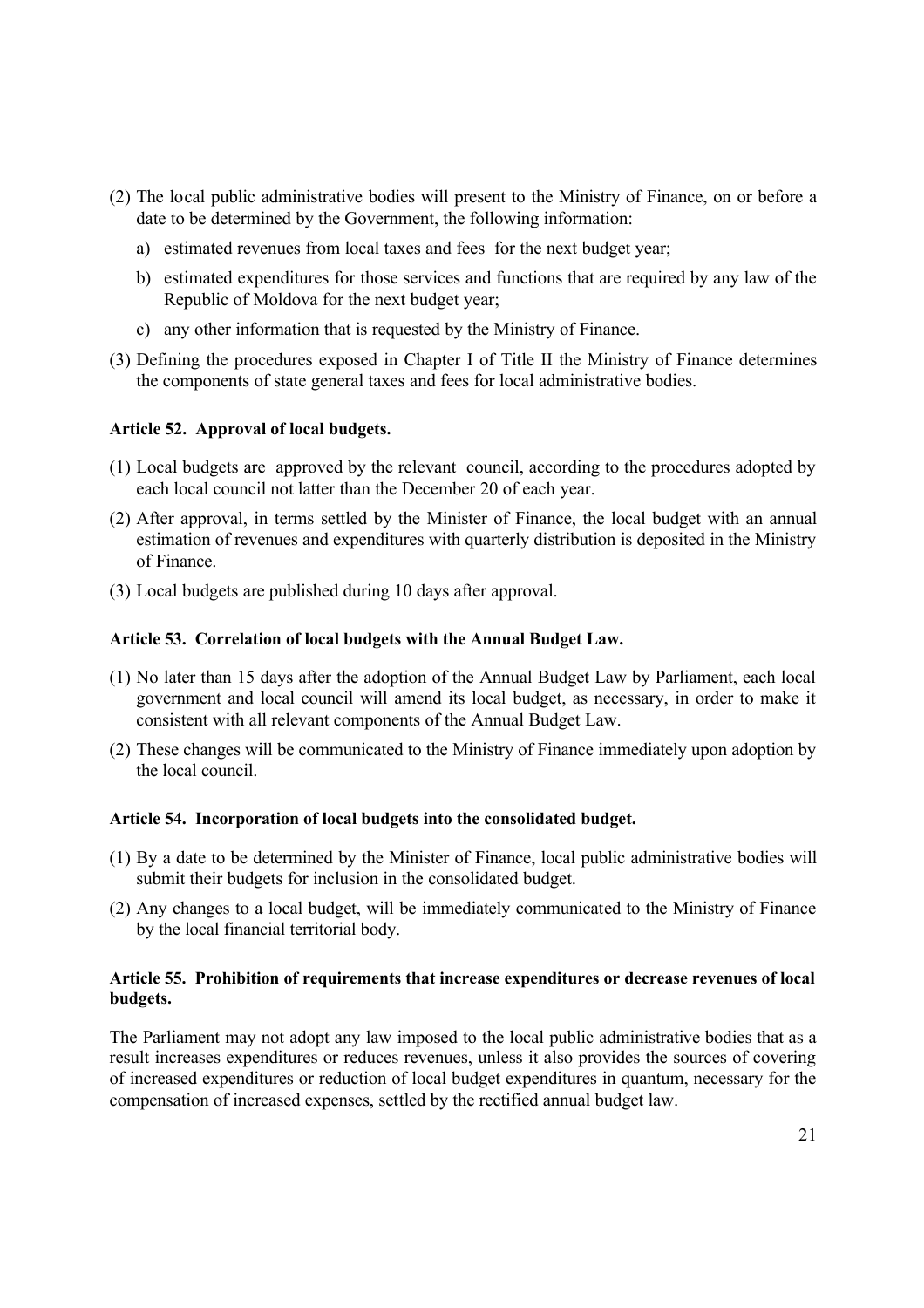(2) The local public administrative bodies will present to the Ministry of Finance, on or before a date to be determined by the Government, the following information:

   a) estimated revenues from local taxes and fees  for the next budget year;

   b) estimated expenditures for those services and functions that are required by any law of the Republic of Moldova for the next budget year;

   c) any other information that is requested by the Ministry of Finance.

(3) Defining the procedures exposed in Chapter I of Title II the Ministry of Finance determines the components of state general taxes and fees for local administrative bodies.

**Article 52.  Approval of local budgets.**

(1) Local budgets are  approved by the relevant  council, according to the procedures adopted by each local council not latter than the December 20 of each year.

(2) After approval, in terms settled by the Minister of Finance, the local budget with an annual estimation of revenues and expenditures with quarterly distribution is deposited in the Ministry of Finance.

(3) Local budgets are published during 10 days after approval.

**Article 53.  Correlation of local budgets with the Annual Budget Law.**

(1) No later than 15 days after the adoption of the Annual Budget Law by Parliament, each local government and local council will amend its local budget, as necessary, in order to make it consistent with all relevant components of the Annual Budget Law.

(2) These changes will be communicated to the Ministry of Finance immediately upon adoption by the local council.

**Article 54.  Incorporation of local budgets into the consolidated budget.**

(1) By a date to be determined by the Minister of Finance, local public administrative bodies will submit their budgets for inclusion in the consolidated budget.

(2) Any changes to a local budget, will be immediately communicated to the Ministry of Finance by the local financial territorial body.

**Article 55.  Prohibition of requirements that increase expenditures or decrease revenues of local budgets.**

The Parliament may not adopt any law imposed to the local public administrative bodies that as a result increases expenditures or reduces revenues, unless it also provides the sources of covering of increased expenditures or reduction of local budget expenditures in quantum, necessary for the compensation of increased expenses, settled by the rectified annual budget law.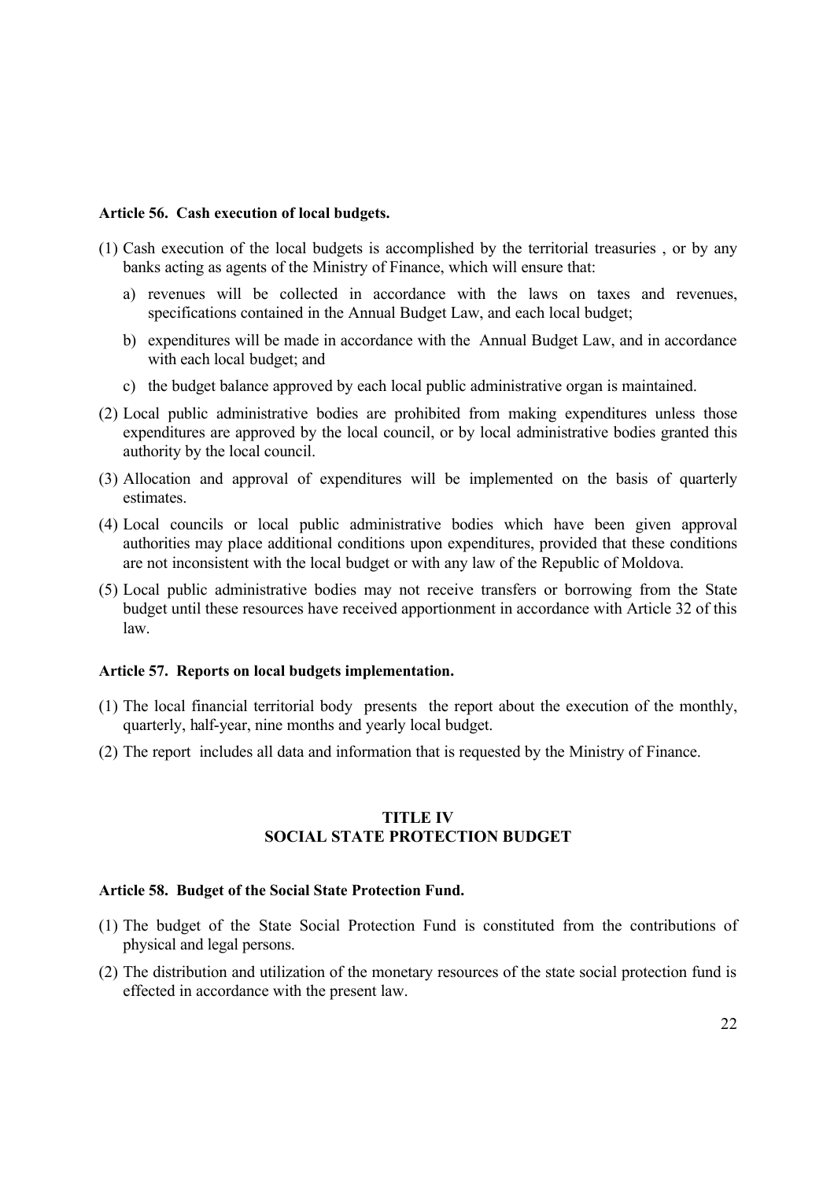**Article 56. Cash execution of local budgets.**

(1) Cash execution of the local budgets is accomplished by the territorial treasuries , or by any banks acting as agents of the Ministry of Finance, which will ensure that:

   a) revenues will be collected in accordance with the laws on taxes and revenues, specifications contained in the Annual Budget Law, and each local budget;

   b) expenditures will be made in accordance with the Annual Budget Law, and in accordance with each local budget; and

   c) the budget balance approved by each local public administrative organ is maintained.

(2) Local public administrative bodies are prohibited from making expenditures unless those expenditures are approved by the local council, or by local administrative bodies granted this authority by the local council.

(3) Allocation and approval of expenditures will be implemented on the basis of quarterly estimates.

(4) Local councils or local public administrative bodies which have been given approval authorities may place additional conditions upon expenditures, provided that these conditions are not inconsistent with the local budget or with any law of the Republic of Moldova.

(5) Local public administrative bodies may not receive transfers or borrowing from the State budget until these resources have received apportionment in accordance with Article 32 of this law.

**Article 57. Reports on local budgets implementation.**

(1) The local financial territorial body presents the report about the execution of the monthly, quarterly, half-year, nine months and yearly local budget.

(2) The report includes all data and information that is requested by the Ministry of Finance.

## TITLE IV
## SOCIAL STATE PROTECTION BUDGET

**Article 58. Budget of the Social State Protection Fund.**

(1) The budget of the State Social Protection Fund is constituted from the contributions of physical and legal persons.

(2) The distribution and utilization of the monetary resources of the state social protection fund is effected in accordance with the present law.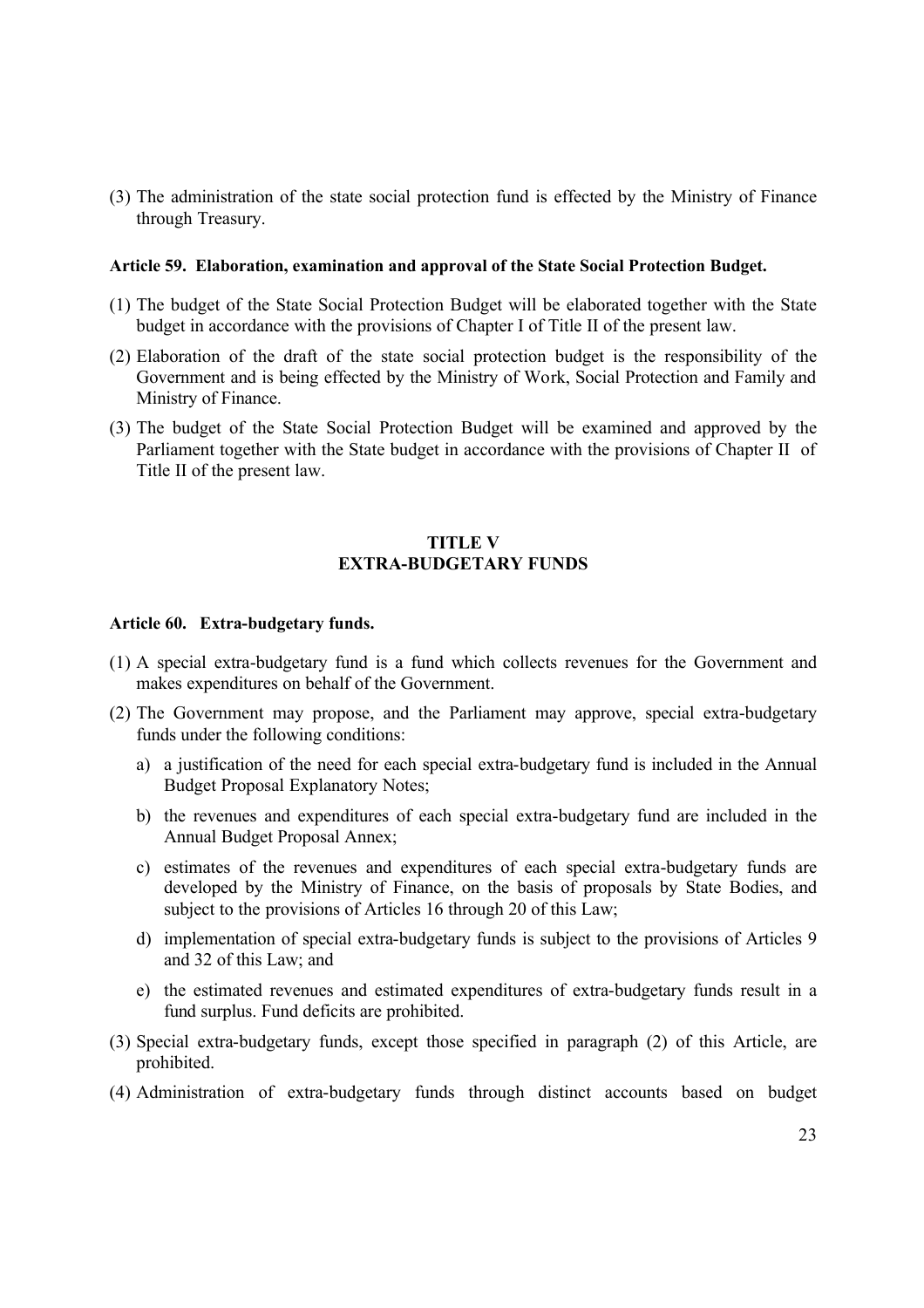(3) The administration of the state social protection fund is effected by the Ministry of Finance through Treasury.

**Article 59. Elaboration, examination and approval of the State Social Protection Budget.**

(1) The budget of the State Social Protection Budget will be elaborated together with the State budget in accordance with the provisions of Chapter I of Title II of the present law.

(2) Elaboration of the draft of the state social protection budget is the responsibility of the Government and is being effected by the Ministry of Work, Social Protection and Family and Ministry of Finance.

(3) The budget of the State Social Protection Budget will be examined and approved by the Parliament together with the State budget in accordance with the provisions of Chapter II of Title II of the present law.

## TITLE V
## EXTRA-BUDGETARY FUNDS

**Article 60. Extra-budgetary funds.**

(1) A special extra-budgetary fund is a fund which collects revenues for the Government and makes expenditures on behalf of the Government.

(2) The Government may propose, and the Parliament may approve, special extra-budgetary funds under the following conditions:

a) a justification of the need for each special extra-budgetary fund is included in the Annual Budget Proposal Explanatory Notes;

b) the revenues and expenditures of each special extra-budgetary fund are included in the Annual Budget Proposal Annex;

c) estimates of the revenues and expenditures of each special extra-budgetary funds are developed by the Ministry of Finance, on the basis of proposals by State Bodies, and subject to the provisions of Articles 16 through 20 of this Law;

d) implementation of special extra-budgetary funds is subject to the provisions of Articles 9 and 32 of this Law; and

e) the estimated revenues and estimated expenditures of extra-budgetary funds result in a fund surplus. Fund deficits are prohibited.

(3) Special extra-budgetary funds, except those specified in paragraph (2) of this Article, are prohibited.

(4) Administration of extra-budgetary funds through distinct accounts based on budget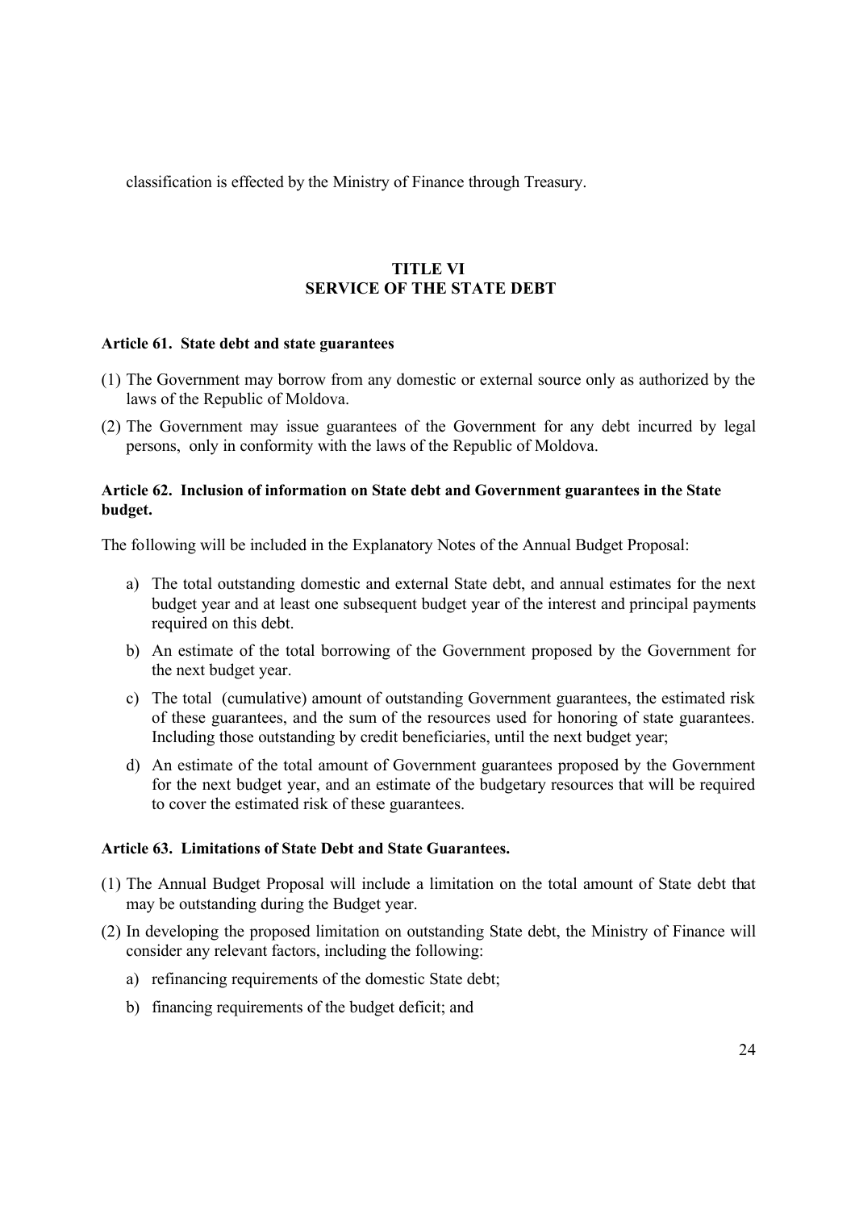classification is effected by the Ministry of Finance through Treasury.

## TITLE VI
## SERVICE OF THE STATE DEBT

**Article 61. State debt and state guarantees**

(1) The Government may borrow from any domestic or external source only as authorized by the laws of the Republic of Moldova.

(2) The Government may issue guarantees of the Government for any debt incurred by legal persons, only in conformity with the laws of the Republic of Moldova.

**Article 62. Inclusion of information on State debt and Government guarantees in the State budget.**

The following will be included in the Explanatory Notes of the Annual Budget Proposal:

a) The total outstanding domestic and external State debt, and annual estimates for the next budget year and at least one subsequent budget year of the interest and principal payments required on this debt.

b) An estimate of the total borrowing of the Government proposed by the Government for the next budget year.

c) The total (cumulative) amount of outstanding Government guarantees, the estimated risk of these guarantees, and the sum of the resources used for honoring of state guarantees. Including those outstanding by credit beneficiaries, until the next budget year;

d) An estimate of the total amount of Government guarantees proposed by the Government for the next budget year, and an estimate of the budgetary resources that will be required to cover the estimated risk of these guarantees.

**Article 63. Limitations of State Debt and State Guarantees.**

(1) The Annual Budget Proposal will include a limitation on the total amount of State debt that may be outstanding during the Budget year.

(2) In developing the proposed limitation on outstanding State debt, the Ministry of Finance will consider any relevant factors, including the following:

a) refinancing requirements of the domestic State debt;

b) financing requirements of the budget deficit; and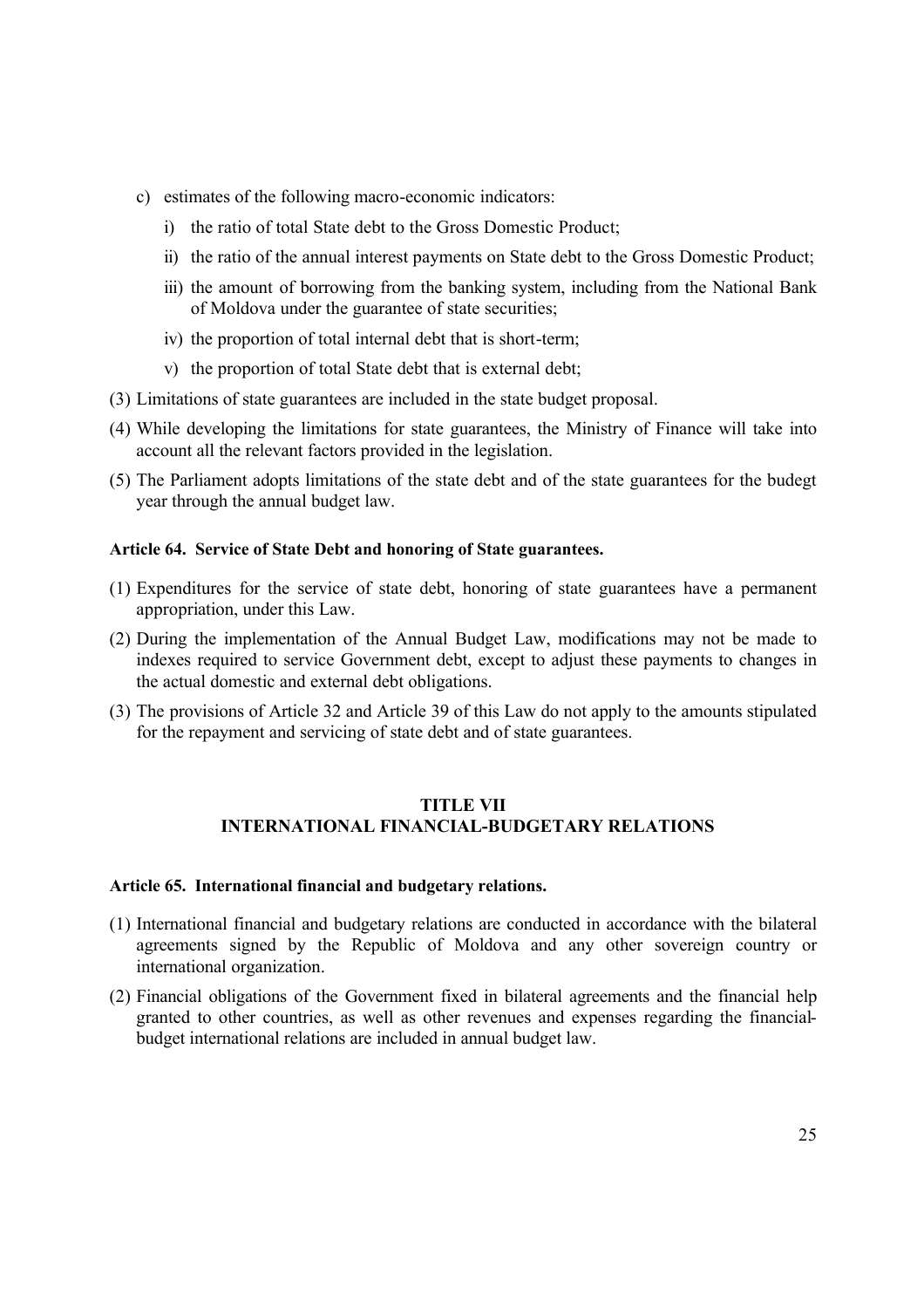c) estimates of the following macro-economic indicators:

   i) the ratio of total State debt to the Gross Domestic Product;

   ii) the ratio of the annual interest payments on State debt to the Gross Domestic Product;

   iii) the amount of borrowing from the banking system, including from the National Bank of Moldova under the guarantee of state securities;

   iv) the proportion of total internal debt that is short-term;

   v) the proportion of total State debt that is external debt;

(3) Limitations of state guarantees are included in the state budget proposal.

(4) While developing the limitations for state guarantees, the Ministry of Finance will take into account all the relevant factors provided in the legislation.

(5) The Parliament adopts limitations of the state debt and of the state guarantees for the budegt year through the annual budget law.

**Article 64. Service of State Debt and honoring of State guarantees.**

(1) Expenditures for the service of state debt, honoring of state guarantees have a permanent appropriation, under this Law.

(2) During the implementation of the Annual Budget Law, modifications may not be made to indexes required to service Government debt, except to adjust these payments to changes in the actual domestic and external debt obligations.

(3) The provisions of Article 32 and Article 39 of this Law do not apply to the amounts stipulated for the repayment and servicing of state debt and of state guarantees.

## TITLE VII
## INTERNATIONAL FINANCIAL-BUDGETARY RELATIONS

**Article 65. International financial and budgetary relations.**

(1) International financial and budgetary relations are conducted in accordance with the bilateral agreements signed by the Republic of Moldova and any other sovereign country or international organization.

(2) Financial obligations of the Government fixed in bilateral agreements and the financial help granted to other countries, as well as other revenues and expenses regarding the financial-budget international relations are included in annual budget law.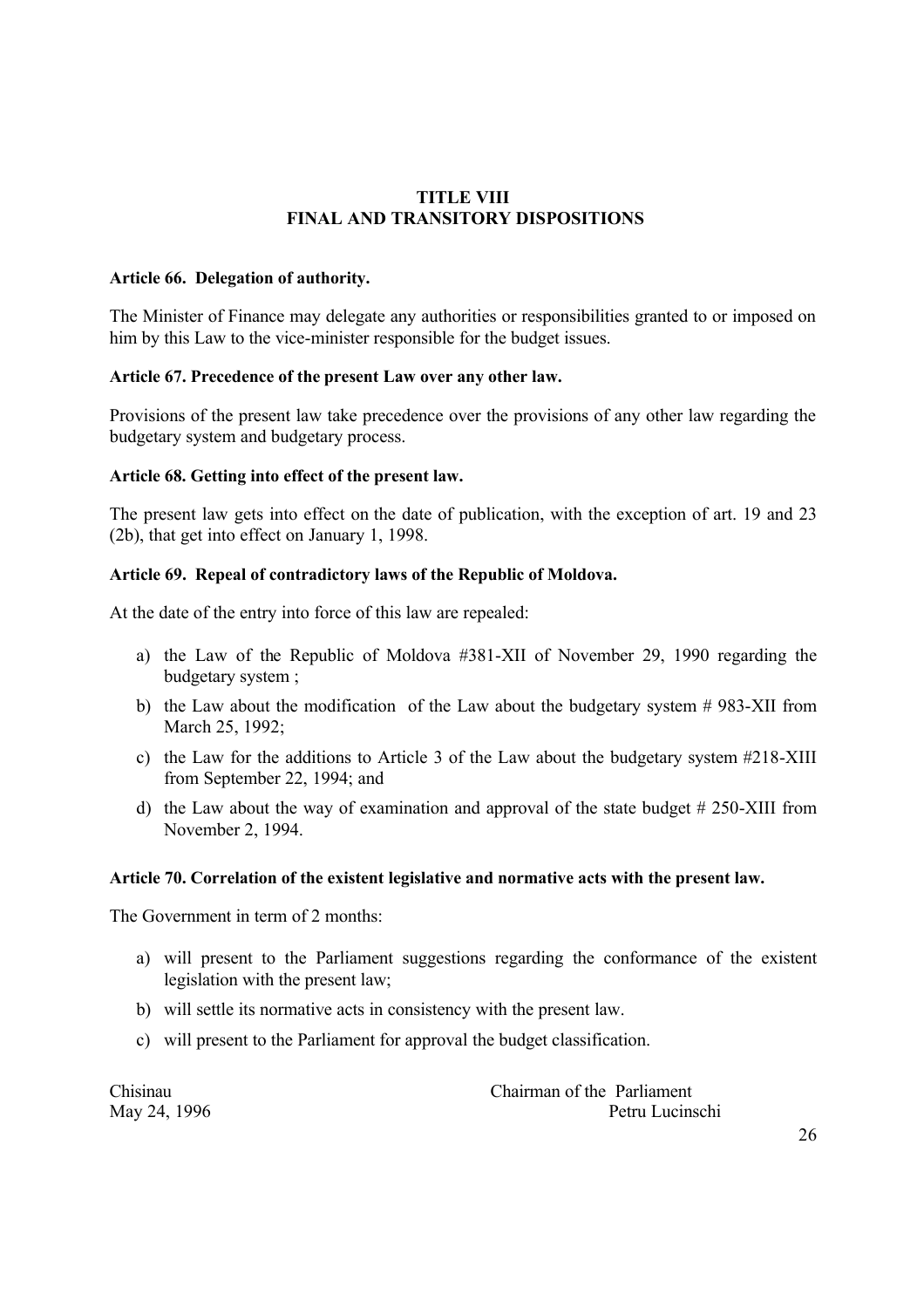## TITLE VIII
## FINAL AND TRANSITORY DISPOSITIONS

**Article 66. Delegation of authority.**

The Minister of Finance may delegate any authorities or responsibilities granted to or imposed on him by this Law to the vice-minister responsible for the budget issues.

**Article 67. Precedence of the present Law over any other law.**

Provisions of the present law take precedence over the provisions of any other law regarding the budgetary system and budgetary process.

**Article 68. Getting into effect of the present law.**

The present law gets into effect on the date of publication, with the exception of art. 19 and 23 (2b), that get into effect on January 1, 1998.

**Article 69. Repeal of contradictory laws of the Republic of Moldova.**

At the date of the entry into force of this law are repealed:

a) the Law of the Republic of Moldova #381-XII of November 29, 1990 regarding the budgetary system ;

b) the Law about the modification of the Law about the budgetary system # 983-XII from March 25, 1992;

c) the Law for the additions to Article 3 of the Law about the budgetary system #218-XIII from September 22, 1994; and

d) the Law about the way of examination and approval of the state budget # 250-XIII from November 2, 1994.

**Article 70. Correlation of the existent legislative and normative acts with the present law.**

The Government in term of 2 months:

a) will present to the Parliament suggestions regarding the conformance of the existent legislation with the present law;

b) will settle its normative acts in consistency with the present law.

c) will present to the Parliament for approval the budget classification.

Chisinau
May 24, 1996

Chairman of the Parliament
Petru Lucinschi